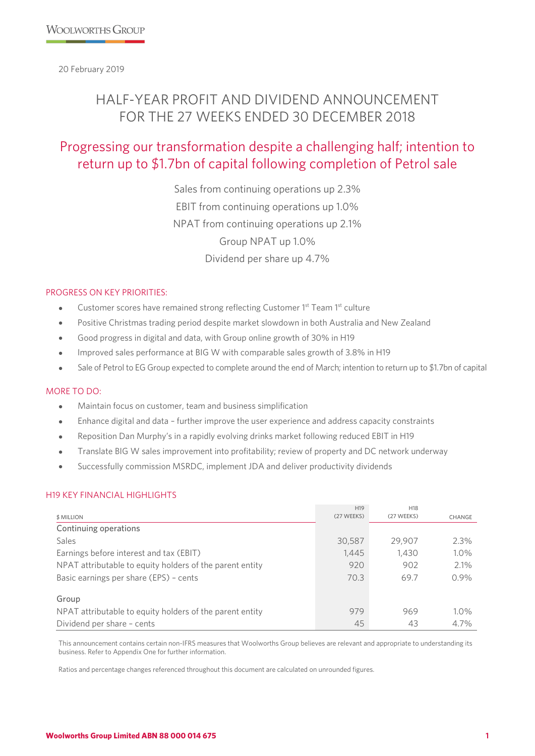Woolworths Group

20 February 2019

# HALF-YEAR PROFIT AND DIVIDEND ANNOUNCEMENT FOR THE 27 WEEKS ENDED 30 DECEMBER 2018

## Progressing our transformation despite a challenging half; intention to return up to $1.7bn of capital following completion of Petrol sale

Sales from continuing operations up 2.3%

EBIT from continuing operations up 1.0%

NPAT from continuing operations up 2.1%

Group NPAT up 1.0%

Dividend per share up 4.7%

### PROGRESS ON KEY PRIORITIES:

- Customer scores have remained strong reflecting Customer 1st Team 1st culture
- Positive Christmas trading period despite market slowdown in both Australia and New Zealand
- Good progress in digital and data, with Group online growth of 30% in H19
- Improved sales performance at BIG W with comparable sales growth of 3.8% in H19
- Sale of Petrol to EG Group expected to complete around the end of March; intention to return up to $1.7bn of capital

### MORE TO DO:

- Maintain focus on customer, team and business simplification
- Enhance digital and data – further improve the user experience and address capacity constraints
- Reposition Dan Murphy's in a rapidly evolving drinks market following reduced EBIT in H19
- Translate BIG W sales improvement into profitability; review of property and DC network underway
- Successfully commission MSRDC, implement JDA and deliver productivity dividends

### H19 KEY FINANCIAL HIGHLIGHTS

| $ MILLION | H19 (27 WEEKS) | H18 (27 WEEKS) | CHANGE |
|---|---|---|---|
| **Continuing operations** | | | |
| Sales | 30,587 | 29,907 | 2.3% |
| Earnings before interest and tax (EBIT) | 1,445 | 1,430 | 1.0% |
| NPAT attributable to equity holders of the parent entity | 920 | 902 | 2.1% |
| Basic earnings per share (EPS) – cents | 70.3 | 69.7 | 0.9% |
| **Group** | | | |
| NPAT attributable to equity holders of the parent entity | 979 | 969 | 1.0% |
| Dividend per share – cents | 45 | 43 | 4.7% |

This announcement contains certain non-IFRS measures that Woolworths Group believes are relevant and appropriate to understanding its business. Refer to Appendix One for further information.

Ratios and percentage changes referenced throughout this document are calculated on unrounded figures.

**Woolworths Group Limited ABN 88 000 014 675**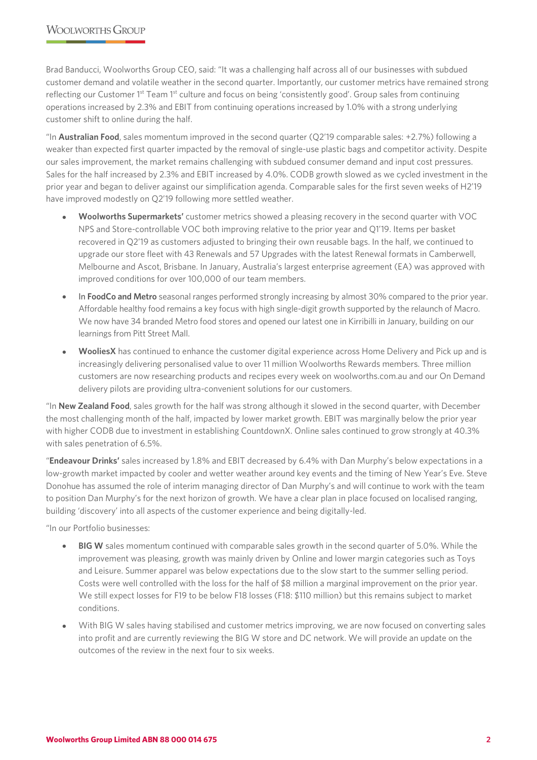Brad Banducci, Woolworths Group CEO, said: "It was a challenging half across all of our businesses with subdued customer demand and volatile weather in the second quarter. Importantly, our customer metrics have remained strong reflecting our Customer 1st Team 1st culture and focus on being 'consistently good'. Group sales from continuing operations increased by 2.3% and EBIT from continuing operations increased by 1.0% with a strong underlying customer shift to online during the half.

"In **Australian Food**, sales momentum improved in the second quarter (Q2'19 comparable sales: +2.7%) following a weaker than expected first quarter impacted by the removal of single-use plastic bags and competitor activity. Despite our sales improvement, the market remains challenging with subdued consumer demand and input cost pressures. Sales for the half increased by 2.3% and EBIT increased by 4.0%. CODB growth slowed as we cycled investment in the prior year and began to deliver against our simplification agenda. Comparable sales for the first seven weeks of H2'19 have improved modestly on Q2'19 following more settled weather.

- **Woolworths Supermarkets'** customer metrics showed a pleasing recovery in the second quarter with VOC NPS and Store-controllable VOC both improving relative to the prior year and Q1'19. Items per basket recovered in Q2'19 as customers adjusted to bringing their own reusable bags. In the half, we continued to upgrade our store fleet with 43 Renewals and 57 Upgrades with the latest Renewal formats in Camberwell, Melbourne and Ascot, Brisbane. In January, Australia's largest enterprise agreement (EA) was approved with improved conditions for over 100,000 of our team members.
- In **FoodCo and Metro** seasonal ranges performed strongly increasing by almost 30% compared to the prior year. Affordable healthy food remains a key focus with high single-digit growth supported by the relaunch of Macro. We now have 34 branded Metro food stores and opened our latest one in Kirribilli in January, building on our learnings from Pitt Street Mall.
- **WooliesX** has continued to enhance the customer digital experience across Home Delivery and Pick up and is increasingly delivering personalised value to over 11 million Woolworths Rewards members. Three million customers are now researching products and recipes every week on woolworths.com.au and our On Demand delivery pilots are providing ultra-convenient solutions for our customers.

"In **New Zealand Food**, sales growth for the half was strong although it slowed in the second quarter, with December the most challenging month of the half, impacted by lower market growth. EBIT was marginally below the prior year with higher CODB due to investment in establishing CountdownX. Online sales continued to grow strongly at 40.3% with sales penetration of 6.5%.

"**Endeavour Drinks'** sales increased by 1.8% and EBIT decreased by 6.4% with Dan Murphy's below expectations in a low-growth market impacted by cooler and wetter weather around key events and the timing of New Year's Eve. Steve Donohue has assumed the role of interim managing director of Dan Murphy's and will continue to work with the team to position Dan Murphy's for the next horizon of growth. We have a clear plan in place focused on localised ranging, building 'discovery' into all aspects of the customer experience and being digitally-led.

"In our Portfolio businesses:

- **BIG W** sales momentum continued with comparable sales growth in the second quarter of 5.0%. While the improvement was pleasing, growth was mainly driven by Online and lower margin categories such as Toys and Leisure. Summer apparel was below expectations due to the slow start to the summer selling period. Costs were well controlled with the loss for the half of $8 million a marginal improvement on the prior year. We still expect losses for F19 to be below F18 losses (F18: $110 million) but this remains subject to market conditions.
- With BIG W sales having stabilised and customer metrics improving, we are now focused on converting sales into profit and are currently reviewing the BIG W store and DC network. We will provide an update on the outcomes of the review in the next four to six weeks.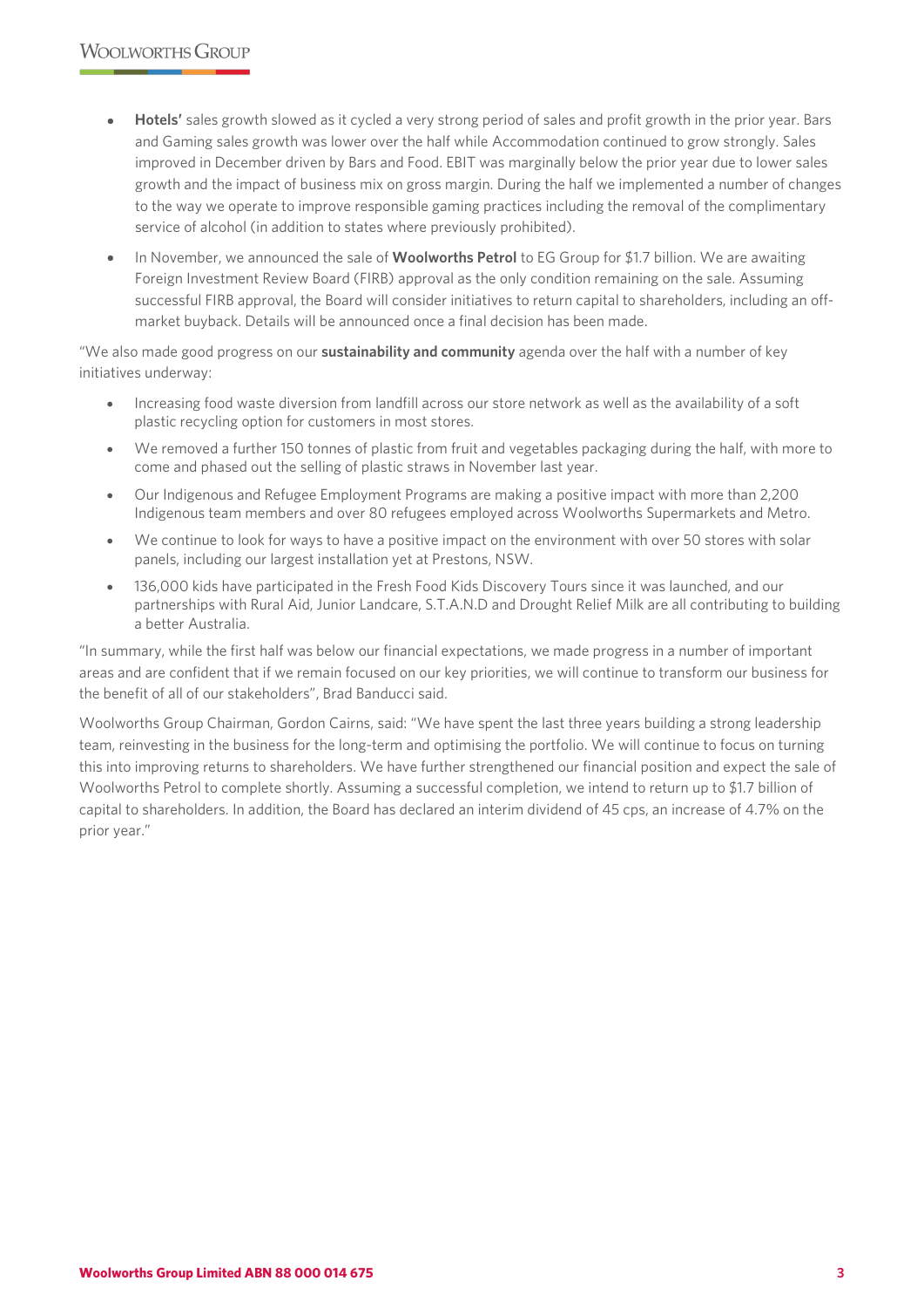- **Hotels'** sales growth slowed as it cycled a very strong period of sales and profit growth in the prior year. Bars and Gaming sales growth was lower over the half while Accommodation continued to grow strongly. Sales improved in December driven by Bars and Food. EBIT was marginally below the prior year due to lower sales growth and the impact of business mix on gross margin. During the half we implemented a number of changes to the way we operate to improve responsible gaming practices including the removal of the complimentary service of alcohol (in addition to states where previously prohibited).
- In November, we announced the sale of **Woolworths Petrol** to EG Group for $1.7 billion. We are awaiting Foreign Investment Review Board (FIRB) approval as the only condition remaining on the sale. Assuming successful FIRB approval, the Board will consider initiatives to return capital to shareholders, including an off-market buyback. Details will be announced once a final decision has been made.

"We also made good progress on our **sustainability and community** agenda over the half with a number of key initiatives underway:

- Increasing food waste diversion from landfill across our store network as well as the availability of a soft plastic recycling option for customers in most stores.
- We removed a further 150 tonnes of plastic from fruit and vegetables packaging during the half, with more to come and phased out the selling of plastic straws in November last year.
- Our Indigenous and Refugee Employment Programs are making a positive impact with more than 2,200 Indigenous team members and over 80 refugees employed across Woolworths Supermarkets and Metro.
- We continue to look for ways to have a positive impact on the environment with over 50 stores with solar panels, including our largest installation yet at Prestons, NSW.
- 136,000 kids have participated in the Fresh Food Kids Discovery Tours since it was launched, and our partnerships with Rural Aid, Junior Landcare, S.T.A.N.D and Drought Relief Milk are all contributing to building a better Australia.

"In summary, while the first half was below our financial expectations, we made progress in a number of important areas and are confident that if we remain focused on our key priorities, we will continue to transform our business for the benefit of all of our stakeholders", Brad Banducci said.

Woolworths Group Chairman, Gordon Cairns, said: "We have spent the last three years building a strong leadership team, reinvesting in the business for the long-term and optimising the portfolio. We will continue to focus on turning this into improving returns to shareholders. We have further strengthened our financial position and expect the sale of Woolworths Petrol to complete shortly. Assuming a successful completion, we intend to return up to $1.7 billion of capital to shareholders. In addition, the Board has declared an interim dividend of 45 cps, an increase of 4.7% on the prior year."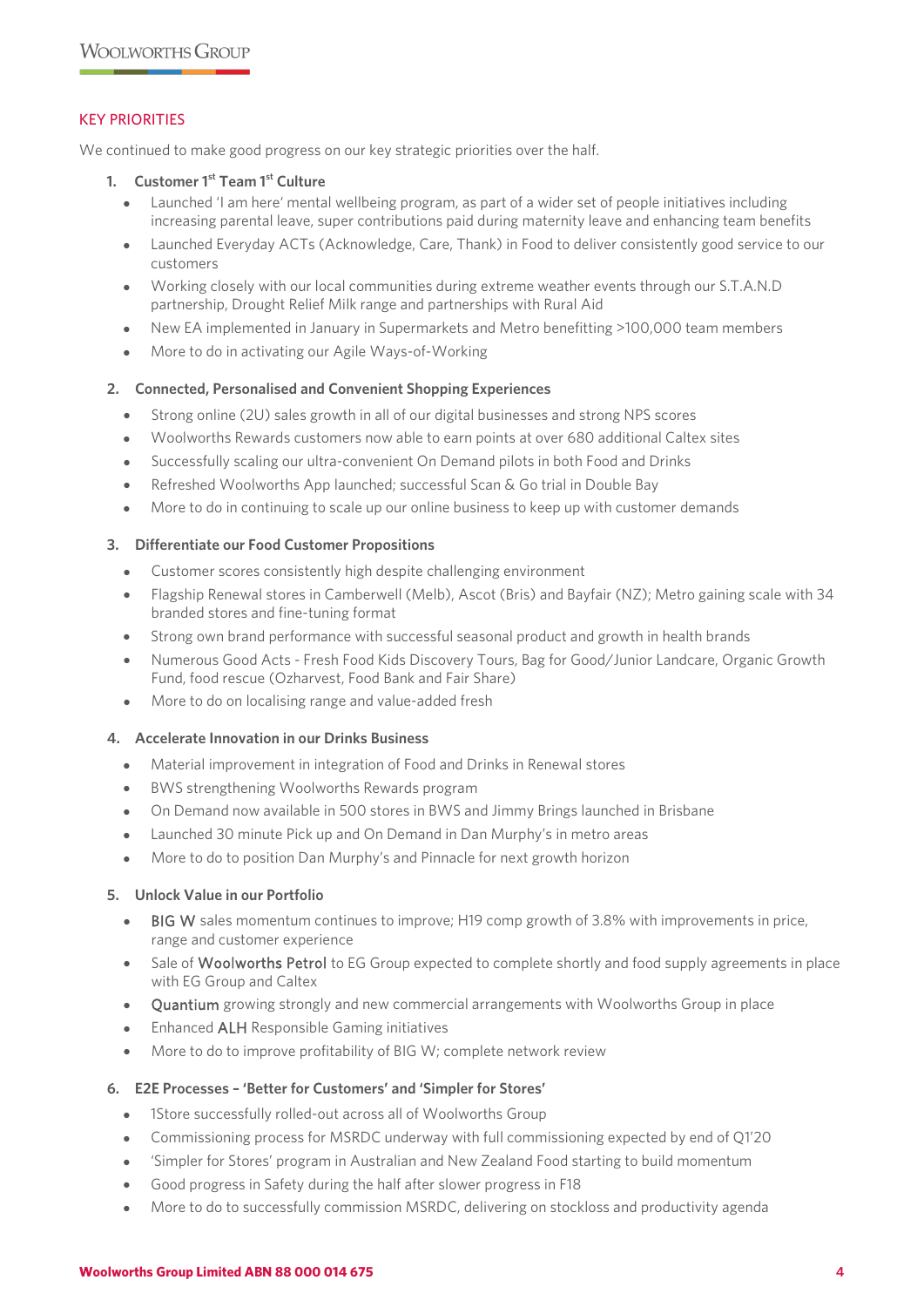## KEY PRIORITIES

We continued to make good progress on our key strategic priorities over the half.

1. **Customer 1st Team 1st Culture**
   - Launched 'I am here' mental wellbeing program, as part of a wider set of people initiatives including increasing parental leave, super contributions paid during maternity leave and enhancing team benefits
   - Launched Everyday ACTs (Acknowledge, Care, Thank) in Food to deliver consistently good service to our customers
   - Working closely with our local communities during extreme weather events through our S.T.A.N.D partnership, Drought Relief Milk range and partnerships with Rural Aid
   - New EA implemented in January in Supermarkets and Metro benefitting >100,000 team members
   - More to do in activating our Agile Ways-of-Working

2. **Connected, Personalised and Convenient Shopping Experiences**
   - Strong online (2U) sales growth in all of our digital businesses and strong NPS scores
   - Woolworths Rewards customers now able to earn points at over 680 additional Caltex sites
   - Successfully scaling our ultra-convenient On Demand pilots in both Food and Drinks
   - Refreshed Woolworths App launched; successful Scan & Go trial in Double Bay
   - More to do in continuing to scale up our online business to keep up with customer demands

3. **Differentiate our Food Customer Propositions**
   - Customer scores consistently high despite challenging environment
   - Flagship Renewal stores in Camberwell (Melb), Ascot (Bris) and Bayfair (NZ); Metro gaining scale with 34 branded stores and fine-tuning format
   - Strong own brand performance with successful seasonal product and growth in health brands
   - Numerous Good Acts - Fresh Food Kids Discovery Tours, Bag for Good/Junior Landcare, Organic Growth Fund, food rescue (Ozharvest, Food Bank and Fair Share)
   - More to do on localising range and value-added fresh

4. **Accelerate Innovation in our Drinks Business**
   - Material improvement in integration of Food and Drinks in Renewal stores
   - BWS strengthening Woolworths Rewards program
   - On Demand now available in 500 stores in BWS and Jimmy Brings launched in Brisbane
   - Launched 30 minute Pick up and On Demand in Dan Murphy's in metro areas
   - More to do to position Dan Murphy's and Pinnacle for next growth horizon

5. **Unlock Value in our Portfolio**
   - BIG W sales momentum continues to improve; H19 comp growth of 3.8% with improvements in price, range and customer experience
   - Sale of Woolworths Petrol to EG Group expected to complete shortly and food supply agreements in place with EG Group and Caltex
   - Quantium growing strongly and new commercial arrangements with Woolworths Group in place
   - Enhanced ALH Responsible Gaming initiatives
   - More to do to improve profitability of BIG W; complete network review

6. **E2E Processes – 'Better for Customers' and 'Simpler for Stores'**
   - 1Store successfully rolled-out across all of Woolworths Group
   - Commissioning process for MSRDC underway with full commissioning expected by end of Q1'20
   - 'Simpler for Stores' program in Australian and New Zealand Food starting to build momentum
   - Good progress in Safety during the half after slower progress in F18
   - More to do to successfully commission MSRDC, delivering on stockloss and productivity agenda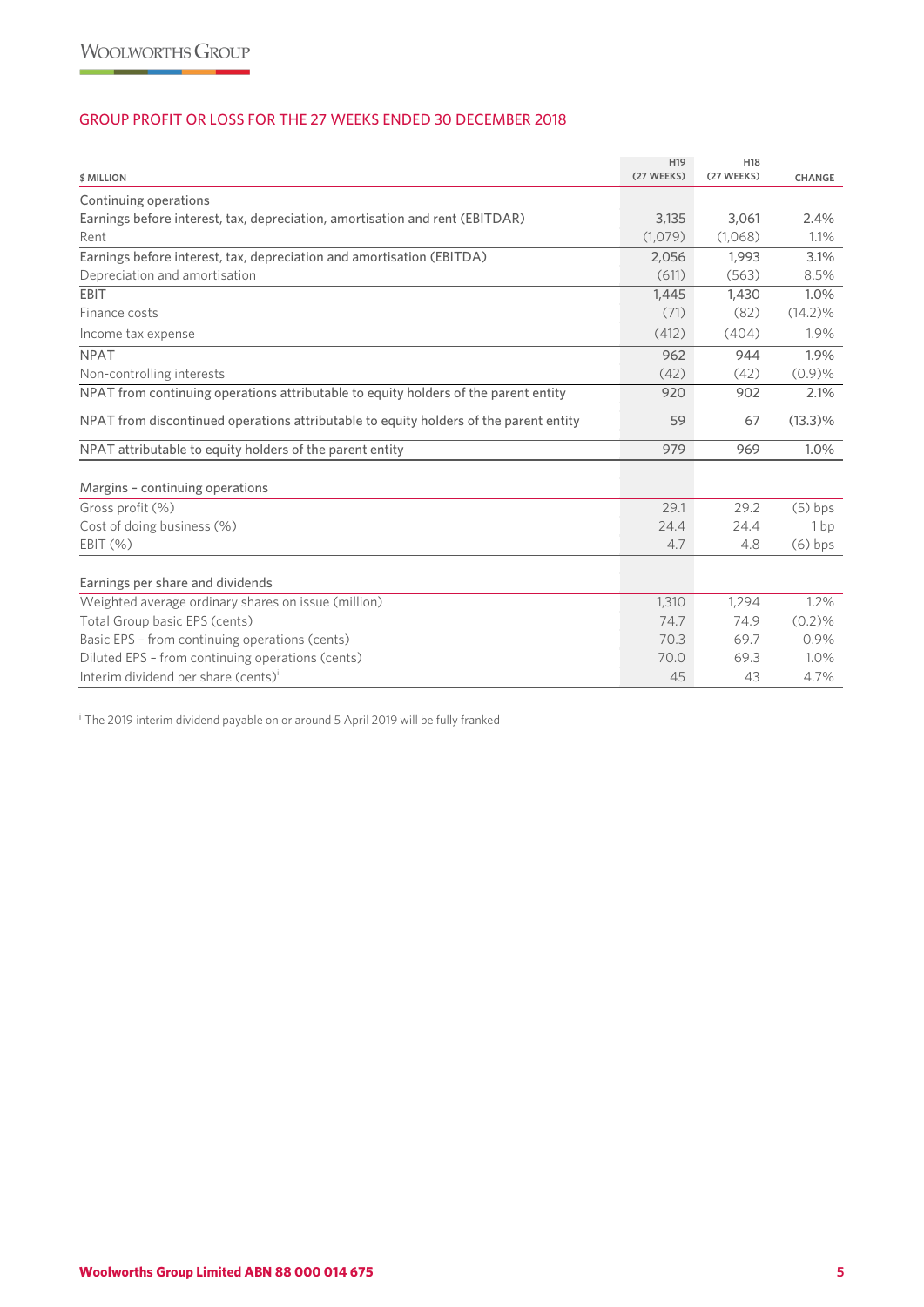## GROUP PROFIT OR LOSS FOR THE 27 WEEKS ENDED 30 DECEMBER 2018

| $ MILLION | H19 (27 WEEKS) | H18 (27 WEEKS) | CHANGE |
|---|---|---|---|
| Continuing operations | | | |
| Earnings before interest, tax, depreciation, amortisation and rent (EBITDAR) | 3,135 | 3,061 | 2.4% |
| Rent | (1,079) | (1,068) | 1.1% |
| Earnings before interest, tax, depreciation and amortisation (EBITDA) | 2,056 | 1,993 | 3.1% |
| Depreciation and amortisation | (611) | (563) | 8.5% |
| EBIT | 1,445 | 1,430 | 1.0% |
| Finance costs | (71) | (82) | (14.2)% |
| Income tax expense | (412) | (404) | 1.9% |
| NPAT | 962 | 944 | 1.9% |
| Non-controlling interests | (42) | (42) | (0.9)% |
| NPAT from continuing operations attributable to equity holders of the parent entity | 920 | 902 | 2.1% |
| NPAT from discontinued operations attributable to equity holders of the parent entity | 59 | 67 | (13.3)% |
| NPAT attributable to equity holders of the parent entity | 979 | 969 | 1.0% |
| Margins – continuing operations | | | |
| Gross profit (%) | 29.1 | 29.2 | (5) bps |
| Cost of doing business (%) | 24.4 | 24.4 | 1 bp |
| EBIT (%) | 4.7 | 4.8 | (6) bps |
| Earnings per share and dividends | | | |
| Weighted average ordinary shares on issue (million) | 1,310 | 1,294 | 1.2% |
| Total Group basic EPS (cents) | 74.7 | 74.9 | (0.2)% |
| Basic EPS – from continuing operations (cents) | 70.3 | 69.7 | 0.9% |
| Diluted EPS – from continuing operations (cents) | 70.0 | 69.3 | 1.0% |
| Interim dividend per share (cents)[i] | 45 | 43 | 4.7% |

[i] The 2019 interim dividend payable on or around 5 April 2019 will be fully franked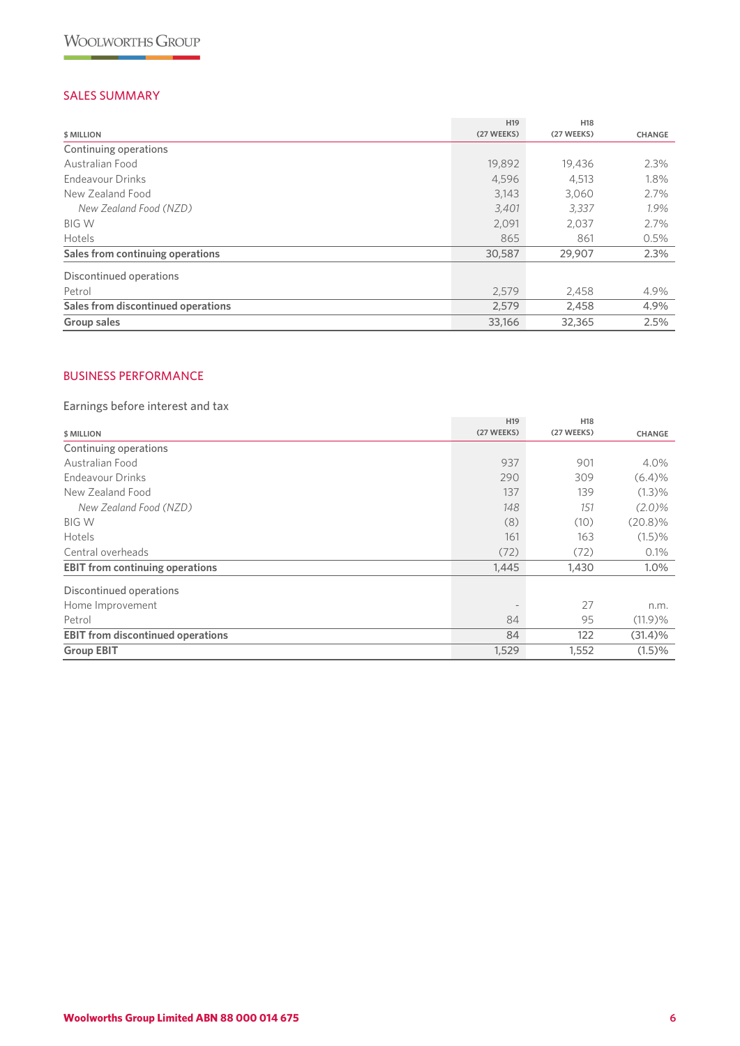## SALES SUMMARY

| $ MILLION | H19 (27 WEEKS) | H18 (27 WEEKS) | CHANGE |
|---|---|---|---|
| Continuing operations | | | |
| Australian Food | 19,892 | 19,436 | 2.3% |
| Endeavour Drinks | 4,596 | 4,513 | 1.8% |
| New Zealand Food | 3,143 | 3,060 | 2.7% |
| *New Zealand Food (NZD)* | *3,401* | *3,337* | *1.9%* |
| BIG W | 2,091 | 2,037 | 2.7% |
| Hotels | 865 | 861 | 0.5% |
| **Sales from continuing operations** | **30,587** | **29,907** | **2.3%** |
| Discontinued operations | | | |
| Petrol | 2,579 | 2,458 | 4.9% |
| **Sales from discontinued operations** | **2,579** | **2,458** | **4.9%** |
| **Group sales** | **33,166** | **32,365** | **2.5%** |

## BUSINESS PERFORMANCE

Earnings before interest and tax

| $ MILLION | H19 (27 WEEKS) | H18 (27 WEEKS) | CHANGE |
|---|---|---|---|
| Continuing operations | | | |
| Australian Food | 937 | 901 | 4.0% |
| Endeavour Drinks | 290 | 309 | (6.4)% |
| New Zealand Food | 137 | 139 | (1.3)% |
| *New Zealand Food (NZD)* | *148* | *151* | *(2.0)%* |
| BIG W | (8) | (10) | (20.8)% |
| Hotels | 161 | 163 | (1.5)% |
| Central overheads | (72) | (72) | 0.1% |
| **EBIT from continuing operations** | **1,445** | **1,430** | **1.0%** |
| Discontinued operations | | | |
| Home Improvement | - | 27 | n.m. |
| Petrol | 84 | 95 | (11.9)% |
| **EBIT from discontinued operations** | **84** | **122** | **(31.4)%** |
| **Group EBIT** | **1,529** | **1,552** | **(1.5)%** |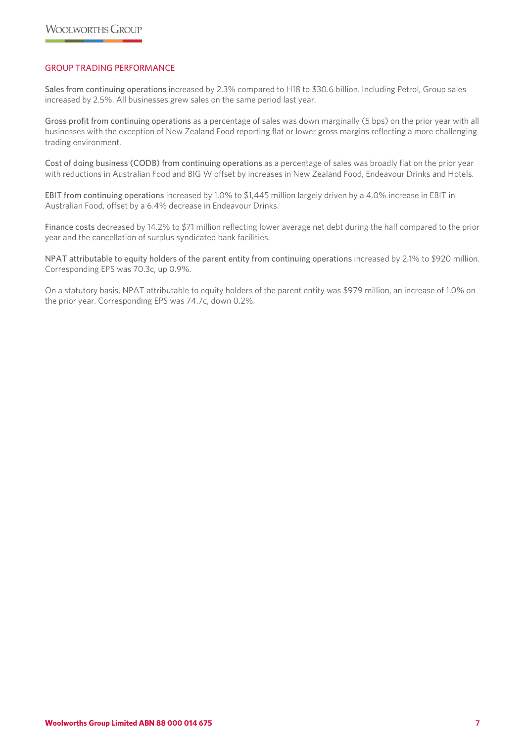## GROUP TRADING PERFORMANCE

Sales from continuing operations increased by 2.3% compared to H18 to $30.6 billion. Including Petrol, Group sales increased by 2.5%. All businesses grew sales on the same period last year.

Gross profit from continuing operations as a percentage of sales was down marginally (5 bps) on the prior year with all businesses with the exception of New Zealand Food reporting flat or lower gross margins reflecting a more challenging trading environment.

Cost of doing business (CODB) from continuing operations as a percentage of sales was broadly flat on the prior year with reductions in Australian Food and BIG W offset by increases in New Zealand Food, Endeavour Drinks and Hotels.

EBIT from continuing operations increased by 1.0% to $1,445 million largely driven by a 4.0% increase in EBIT in Australian Food, offset by a 6.4% decrease in Endeavour Drinks.

Finance costs decreased by 14.2% to $71 million reflecting lower average net debt during the half compared to the prior year and the cancellation of surplus syndicated bank facilities.

NPAT attributable to equity holders of the parent entity from continuing operations increased by 2.1% to $920 million. Corresponding EPS was 70.3c, up 0.9%.

On a statutory basis, NPAT attributable to equity holders of the parent entity was $979 million, an increase of 1.0% on the prior year. Corresponding EPS was 74.7c, down 0.2%.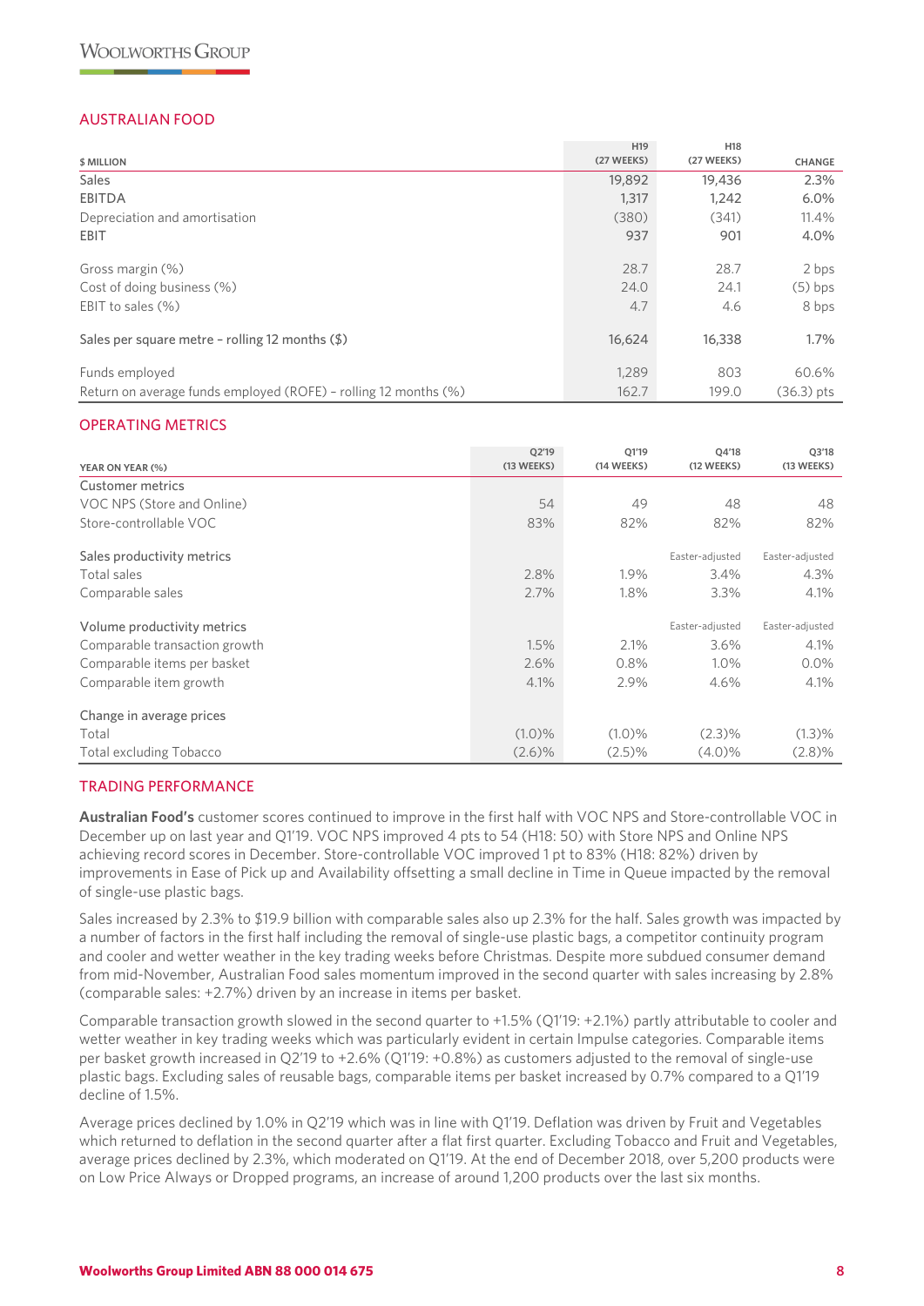## AUSTRALIAN FOOD

| $ MILLION | H19 (27 WEEKS) | H18 (27 WEEKS) | CHANGE |
|---|---|---|---|
| Sales | 19,892 | 19,436 | 2.3% |
| EBITDA | 1,317 | 1,242 | 6.0% |
| Depreciation and amortisation | (380) | (341) | 11.4% |
| EBIT | 937 | 901 | 4.0% |
| Gross margin (%) | 28.7 | 28.7 | 2 bps |
| Cost of doing business (%) | 24.0 | 24.1 | (5) bps |
| EBIT to sales (%) | 4.7 | 4.6 | 8 bps |
| Sales per square metre – rolling 12 months ($) | 16,624 | 16,338 | 1.7% |
| Funds employed | 1,289 | 803 | 60.6% |
| Return on average funds employed (ROFE) – rolling 12 months (%) | 162.7 | 199.0 | (36.3) pts |

## OPERATING METRICS

| YEAR ON YEAR (%) | Q2'19 (13 WEEKS) | Q1'19 (14 WEEKS) | Q4'18 (12 WEEKS) | Q3'18 (13 WEEKS) |
|---|---|---|---|---|
| Customer metrics | | | | |
| VOC NPS (Store and Online) | 54 | 49 | 48 | 48 |
| Store-controllable VOC | 83% | 82% | 82% | 82% |
| Sales productivity metrics | | | Easter-adjusted | Easter-adjusted |
| Total sales | 2.8% | 1.9% | 3.4% | 4.3% |
| Comparable sales | 2.7% | 1.8% | 3.3% | 4.1% |
| Volume productivity metrics | | | Easter-adjusted | Easter-adjusted |
| Comparable transaction growth | 1.5% | 2.1% | 3.6% | 4.1% |
| Comparable items per basket | 2.6% | 0.8% | 1.0% | 0.0% |
| Comparable item growth | 4.1% | 2.9% | 4.6% | 4.1% |
| Change in average prices | | | | |
| Total | (1.0)% | (1.0)% | (2.3)% | (1.3)% |
| Total excluding Tobacco | (2.6)% | (2.5)% | (4.0)% | (2.8)% |

## TRADING PERFORMANCE

**Australian Food's** customer scores continued to improve in the first half with VOC NPS and Store-controllable VOC in December up on last year and Q1'19. VOC NPS improved 4 pts to 54 (H18: 50) with Store NPS and Online NPS achieving record scores in December. Store-controllable VOC improved 1 pt to 83% (H18: 82%) driven by improvements in Ease of Pick up and Availability offsetting a small decline in Time in Queue impacted by the removal of single-use plastic bags.

Sales increased by 2.3% to $19.9 billion with comparable sales also up 2.3% for the half. Sales growth was impacted by a number of factors in the first half including the removal of single-use plastic bags, a competitor continuity program and cooler and wetter weather in the key trading weeks before Christmas. Despite more subdued consumer demand from mid-November, Australian Food sales momentum improved in the second quarter with sales increasing by 2.8% (comparable sales: +2.7%) driven by an increase in items per basket.

Comparable transaction growth slowed in the second quarter to +1.5% (Q1'19: +2.1%) partly attributable to cooler and wetter weather in key trading weeks which was particularly evident in certain Impulse categories. Comparable items per basket growth increased in Q2'19 to +2.6% (Q1'19: +0.8%) as customers adjusted to the removal of single-use plastic bags. Excluding sales of reusable bags, comparable items per basket increased by 0.7% compared to a Q1'19 decline of 1.5%.

Average prices declined by 1.0% in Q2'19 which was in line with Q1'19. Deflation was driven by Fruit and Vegetables which returned to deflation in the second quarter after a flat first quarter. Excluding Tobacco and Fruit and Vegetables, average prices declined by 2.3%, which moderated on Q1'19. At the end of December 2018, over 5,200 products were on Low Price Always or Dropped programs, an increase of around 1,200 products over the last six months.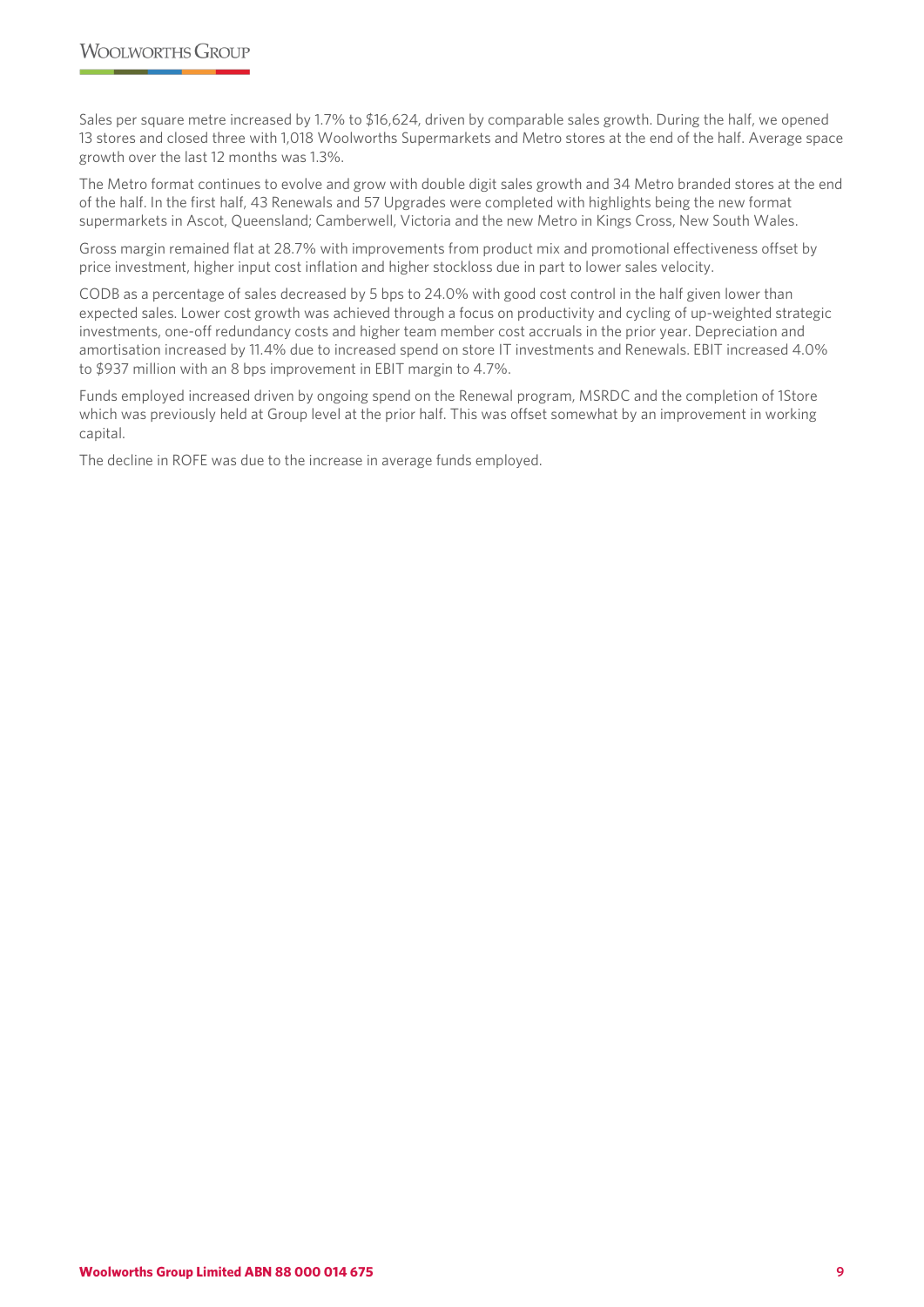Sales per square metre increased by 1.7% to $16,624, driven by comparable sales growth. During the half, we opened 13 stores and closed three with 1,018 Woolworths Supermarkets and Metro stores at the end of the half. Average space growth over the last 12 months was 1.3%.

The Metro format continues to evolve and grow with double digit sales growth and 34 Metro branded stores at the end of the half. In the first half, 43 Renewals and 57 Upgrades were completed with highlights being the new format supermarkets in Ascot, Queensland; Camberwell, Victoria and the new Metro in Kings Cross, New South Wales.

Gross margin remained flat at 28.7% with improvements from product mix and promotional effectiveness offset by price investment, higher input cost inflation and higher stockloss due in part to lower sales velocity.

CODB as a percentage of sales decreased by 5 bps to 24.0% with good cost control in the half given lower than expected sales. Lower cost growth was achieved through a focus on productivity and cycling of up-weighted strategic investments, one-off redundancy costs and higher team member cost accruals in the prior year. Depreciation and amortisation increased by 11.4% due to increased spend on store IT investments and Renewals. EBIT increased 4.0% to $937 million with an 8 bps improvement in EBIT margin to 4.7%.

Funds employed increased driven by ongoing spend on the Renewal program, MSRDC and the completion of 1Store which was previously held at Group level at the prior half. This was offset somewhat by an improvement in working capital.

The decline in ROFE was due to the increase in average funds employed.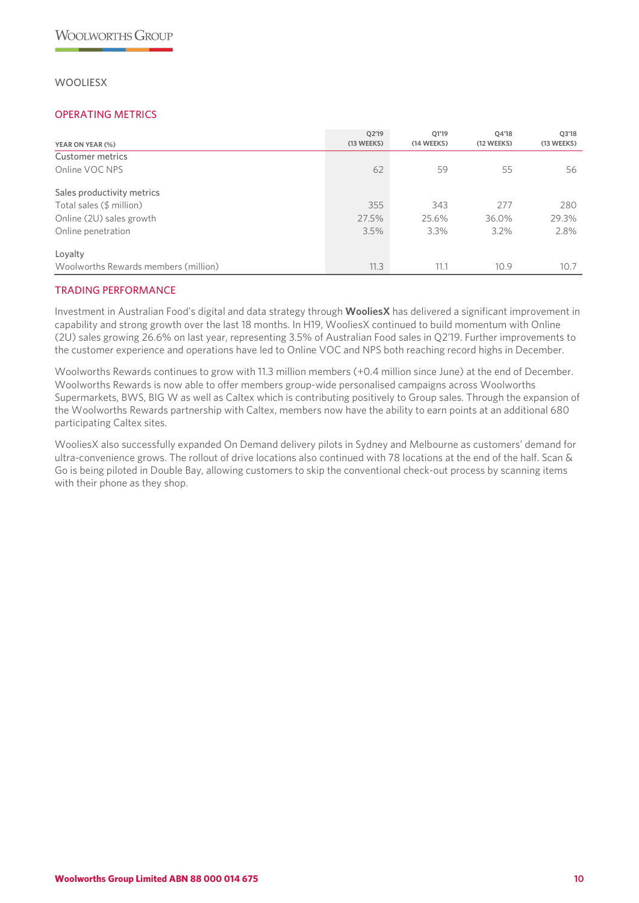## WOOLIESX

### OPERATING METRICS

| YEAR ON YEAR (%) | Q2'19 (13 WEEKS) | Q1'19 (14 WEEKS) | Q4'18 (12 WEEKS) | Q3'18 (13 WEEKS) |
|---|---|---|---|---|
| Customer metrics | | | | |
| Online VOC NPS | 62 | 59 | 55 | 56 |
| | | | | |
| Sales productivity metrics | | | | |
| Total sales ($ million) | 355 | 343 | 277 | 280 |
| Online (2U) sales growth | 27.5% | 25.6% | 36.0% | 29.3% |
| Online penetration | 3.5% | 3.3% | 3.2% | 2.8% |
| | | | | |
| Loyalty | | | | |
| Woolworths Rewards members (million) | 11.3 | 11.1 | 10.9 | 10.7 |

### TRADING PERFORMANCE

Investment in Australian Food's digital and data strategy through **WooliesX** has delivered a significant improvement in capability and strong growth over the last 18 months. In H19, WooliesX continued to build momentum with Online (2U) sales growing 26.6% on last year, representing 3.5% of Australian Food sales in Q2'19. Further improvements to the customer experience and operations have led to Online VOC and NPS both reaching record highs in December.

Woolworths Rewards continues to grow with 11.3 million members (+0.4 million since June) at the end of December. Woolworths Rewards is now able to offer members group-wide personalised campaigns across Woolworths Supermarkets, BWS, BIG W as well as Caltex which is contributing positively to Group sales. Through the expansion of the Woolworths Rewards partnership with Caltex, members now have the ability to earn points at an additional 680 participating Caltex sites.

WooliesX also successfully expanded On Demand delivery pilots in Sydney and Melbourne as customers' demand for ultra-convenience grows. The rollout of drive locations also continued with 78 locations at the end of the half. Scan & Go is being piloted in Double Bay, allowing customers to skip the conventional check-out process by scanning items with their phone as they shop.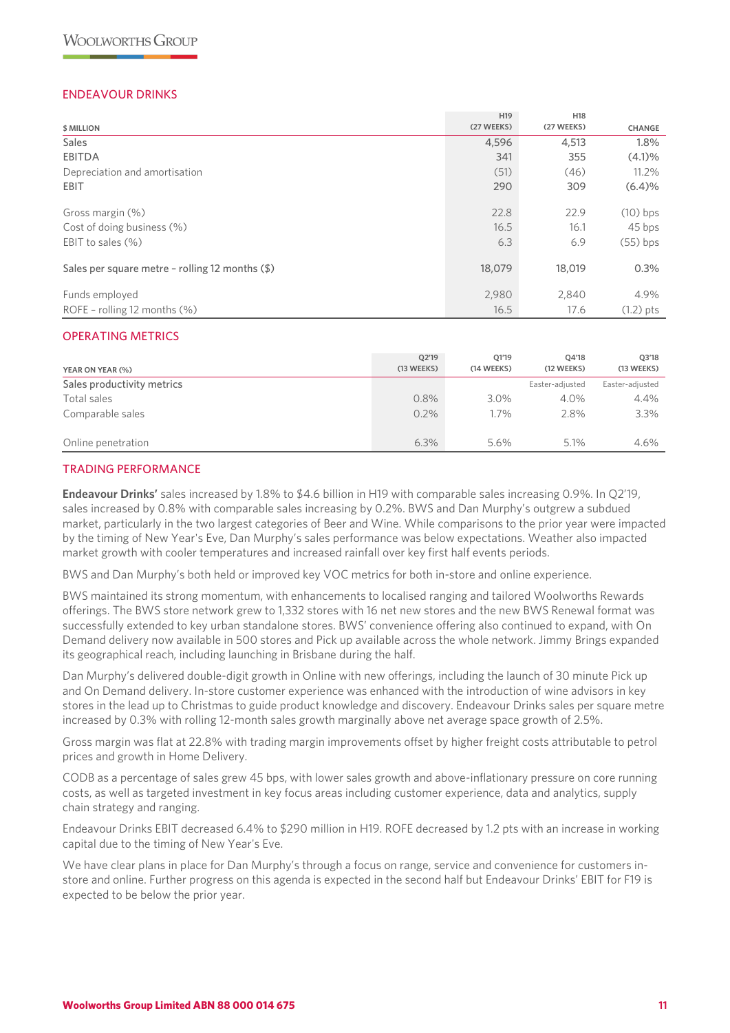## ENDEAVOUR DRINKS

| $ MILLION | H19 (27 WEEKS) | H18 (27 WEEKS) | CHANGE |
|---|---|---|---|
| Sales | 4,596 | 4,513 | 1.8% |
| EBITDA | 341 | 355 | (4.1)% |
| Depreciation and amortisation | (51) | (46) | 11.2% |
| EBIT | 290 | 309 | (6.4)% |
| | | | |
| Gross margin (%) | 22.8 | 22.9 | (10) bps |
| Cost of doing business (%) | 16.5 | 16.1 | 45 bps |
| EBIT to sales (%) | 6.3 | 6.9 | (55) bps |
| | | | |
| Sales per square metre – rolling 12 months ($) | 18,079 | 18,019 | 0.3% |
| | | | |
| Funds employed | 2,980 | 2,840 | 4.9% |
| ROFE – rolling 12 months (%) | 16.5 | 17.6 | (1.2) pts |

## OPERATING METRICS

| YEAR ON YEAR (%) | Q2'19 (13 WEEKS) | Q1'19 (14 WEEKS) | Q4'18 (12 WEEKS) | Q3'18 (13 WEEKS) |
|---|---|---|---|---|
| Sales productivity metrics | | | Easter-adjusted | Easter-adjusted |
| Total sales | 0.8% | 3.0% | 4.0% | 4.4% |
| Comparable sales | 0.2% | 1.7% | 2.8% | 3.3% |
| | | | | |
| Online penetration | 6.3% | 5.6% | 5.1% | 4.6% |

## TRADING PERFORMANCE

**Endeavour Drinks'** sales increased by 1.8% to $4.6 billion in H19 with comparable sales increasing 0.9%. In Q2'19, sales increased by 0.8% with comparable sales increasing by 0.2%. BWS and Dan Murphy's outgrew a subdued market, particularly in the two largest categories of Beer and Wine. While comparisons to the prior year were impacted by the timing of New Year's Eve, Dan Murphy's sales performance was below expectations. Weather also impacted market growth with cooler temperatures and increased rainfall over key first half events periods.

BWS and Dan Murphy's both held or improved key VOC metrics for both in-store and online experience.

BWS maintained its strong momentum, with enhancements to localised ranging and tailored Woolworths Rewards offerings. The BWS store network grew to 1,332 stores with 16 net new stores and the new BWS Renewal format was successfully extended to key urban standalone stores. BWS' convenience offering also continued to expand, with On Demand delivery now available in 500 stores and Pick up available across the whole network. Jimmy Brings expanded its geographical reach, including launching in Brisbane during the half.

Dan Murphy's delivered double-digit growth in Online with new offerings, including the launch of 30 minute Pick up and On Demand delivery. In-store customer experience was enhanced with the introduction of wine advisors in key stores in the lead up to Christmas to guide product knowledge and discovery. Endeavour Drinks sales per square metre increased by 0.3% with rolling 12-month sales growth marginally above net average space growth of 2.5%.

Gross margin was flat at 22.8% with trading margin improvements offset by higher freight costs attributable to petrol prices and growth in Home Delivery.

CODB as a percentage of sales grew 45 bps, with lower sales growth and above-inflationary pressure on core running costs, as well as targeted investment in key focus areas including customer experience, data and analytics, supply chain strategy and ranging.

Endeavour Drinks EBIT decreased 6.4% to $290 million in H19. ROFE decreased by 1.2 pts with an increase in working capital due to the timing of New Year's Eve.

We have clear plans in place for Dan Murphy's through a focus on range, service and convenience for customers in-store and online. Further progress on this agenda is expected in the second half but Endeavour Drinks' EBIT for F19 is expected to be below the prior year.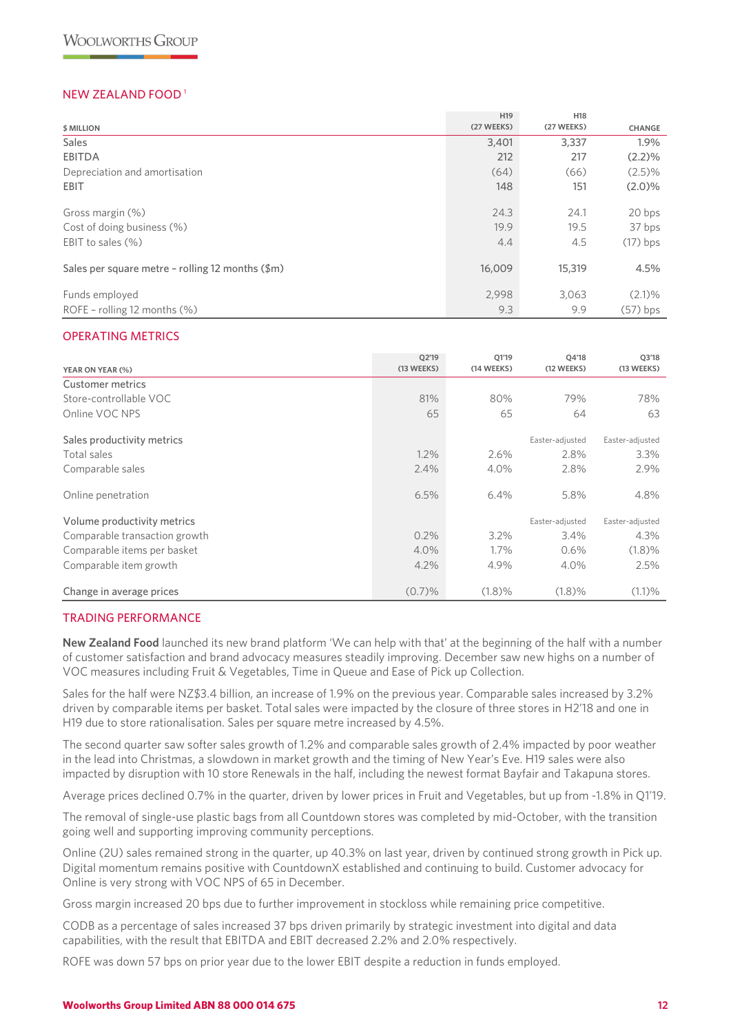## NEW ZEALAND FOOD [1]

| $ MILLION | H19 (27 WEEKS) | H18 (27 WEEKS) | CHANGE |
|---|---|---|---|
| Sales | 3,401 | 3,337 | 1.9% |
| EBITDA | 212 | 217 | (2.2)% |
| Depreciation and amortisation | (64) | (66) | (2.5)% |
| EBIT | 148 | 151 | (2.0)% |
| Gross margin (%) | 24.3 | 24.1 | 20 bps |
| Cost of doing business (%) | 19.9 | 19.5 | 37 bps |
| EBIT to sales (%) | 4.4 | 4.5 | (17) bps |
| Sales per square metre – rolling 12 months ($m) | 16,009 | 15,319 | 4.5% |
| Funds employed | 2,998 | 3,063 | (2.1)% |
| ROFE – rolling 12 months (%) | 9.3 | 9.9 | (57) bps |

## OPERATING METRICS

| YEAR ON YEAR (%) | Q2'19 (13 WEEKS) | Q1'19 (14 WEEKS) | Q4'18 (12 WEEKS) | Q3'18 (13 WEEKS) |
|---|---|---|---|---|
| Customer metrics | | | | |
| Store-controllable VOC | 81% | 80% | 79% | 78% |
| Online VOC NPS | 65 | 65 | 64 | 63 |
| Sales productivity metrics | | | Easter-adjusted | Easter-adjusted |
| Total sales | 1.2% | 2.6% | 2.8% | 3.3% |
| Comparable sales | 2.4% | 4.0% | 2.8% | 2.9% |
| Online penetration | 6.5% | 6.4% | 5.8% | 4.8% |
| Volume productivity metrics | | | Easter-adjusted | Easter-adjusted |
| Comparable transaction growth | 0.2% | 3.2% | 3.4% | 4.3% |
| Comparable items per basket | 4.0% | 1.7% | 0.6% | (1.8)% |
| Comparable item growth | 4.2% | 4.9% | 4.0% | 2.5% |
| Change in average prices | (0.7)% | (1.8)% | (1.8)% | (1.1)% |

## TRADING PERFORMANCE

**New Zealand Food** launched its new brand platform 'We can help with that' at the beginning of the half with a number of customer satisfaction and brand advocacy measures steadily improving. December saw new highs on a number of VOC measures including Fruit & Vegetables, Time in Queue and Ease of Pick up Collection.

Sales for the half were NZ$3.4 billion, an increase of 1.9% on the previous year. Comparable sales increased by 3.2% driven by comparable items per basket. Total sales were impacted by the closure of three stores in H2'18 and one in H19 due to store rationalisation. Sales per square metre increased by 4.5%.

The second quarter saw softer sales growth of 1.2% and comparable sales growth of 2.4% impacted by poor weather in the lead into Christmas, a slowdown in market growth and the timing of New Year's Eve. H19 sales were also impacted by disruption with 10 store Renewals in the half, including the newest format Bayfair and Takapuna stores.

Average prices declined 0.7% in the quarter, driven by lower prices in Fruit and Vegetables, but up from -1.8% in Q1'19.

The removal of single-use plastic bags from all Countdown stores was completed by mid-October, with the transition going well and supporting improving community perceptions.

Online (2U) sales remained strong in the quarter, up 40.3% on last year, driven by continued strong growth in Pick up. Digital momentum remains positive with CountdownX established and continuing to build. Customer advocacy for Online is very strong with VOC NPS of 65 in December.

Gross margin increased 20 bps due to further improvement in stockloss while remaining price competitive.

CODB as a percentage of sales increased 37 bps driven primarily by strategic investment into digital and data capabilities, with the result that EBITDA and EBIT decreased 2.2% and 2.0% respectively.

ROFE was down 57 bps on prior year due to the lower EBIT despite a reduction in funds employed.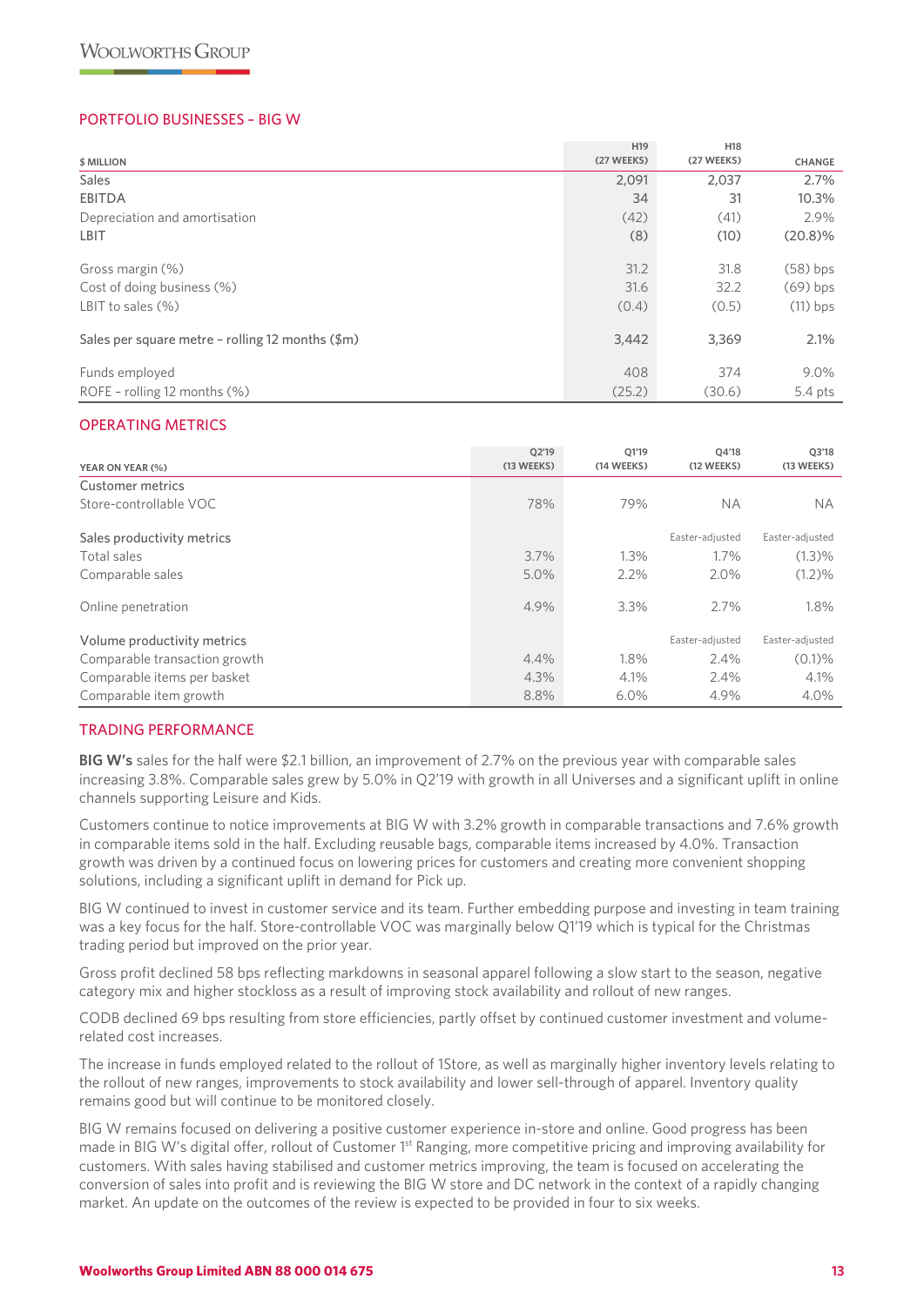## PORTFOLIO BUSINESSES – BIG W

| $ MILLION | H19 (27 WEEKS) | H18 (27 WEEKS) | CHANGE |
|---|---|---|---|
| Sales | 2,091 | 2,037 | 2.7% |
| EBITDA | 34 | 31 | 10.3% |
| Depreciation and amortisation | (42) | (41) | 2.9% |
| LBIT | (8) | (10) | (20.8)% |
| | | | |
| Gross margin (%) | 31.2 | 31.8 | (58) bps |
| Cost of doing business (%) | 31.6 | 32.2 | (69) bps |
| LBIT to sales (%) | (0.4) | (0.5) | (11) bps |
| | | | |
| Sales per square metre – rolling 12 months ($m) | 3,442 | 3,369 | 2.1% |
| | | | |
| Funds employed | 408 | 374 | 9.0% |
| ROFE – rolling 12 months (%) | (25.2) | (30.6) | 5.4 pts |

## OPERATING METRICS

| YEAR ON YEAR (%) | Q2'19 (13 WEEKS) | Q1'19 (14 WEEKS) | Q4'18 (12 WEEKS) | Q3'18 (13 WEEKS) |
|---|---|---|---|---|
| Customer metrics | | | | |
| Store-controllable VOC | 78% | 79% | NA | NA |
| | | | | |
| Sales productivity metrics | | | Easter-adjusted | Easter-adjusted |
| Total sales | 3.7% | 1.3% | 1.7% | (1.3)% |
| Comparable sales | 5.0% | 2.2% | 2.0% | (1.2)% |
| | | | | |
| Online penetration | 4.9% | 3.3% | 2.7% | 1.8% |
| | | | | |
| Volume productivity metrics | | | Easter-adjusted | Easter-adjusted |
| Comparable transaction growth | 4.4% | 1.8% | 2.4% | (0.1)% |
| Comparable items per basket | 4.3% | 4.1% | 2.4% | 4.1% |
| Comparable item growth | 8.8% | 6.0% | 4.9% | 4.0% |

## TRADING PERFORMANCE

**BIG W's** sales for the half were $2.1 billion, an improvement of 2.7% on the previous year with comparable sales increasing 3.8%. Comparable sales grew by 5.0% in Q2'19 with growth in all Universes and a significant uplift in online channels supporting Leisure and Kids.

Customers continue to notice improvements at BIG W with 3.2% growth in comparable transactions and 7.6% growth in comparable items sold in the half. Excluding reusable bags, comparable items increased by 4.0%. Transaction growth was driven by a continued focus on lowering prices for customers and creating more convenient shopping solutions, including a significant uplift in demand for Pick up.

BIG W continued to invest in customer service and its team. Further embedding purpose and investing in team training was a key focus for the half. Store-controllable VOC was marginally below Q1'19 which is typical for the Christmas trading period but improved on the prior year.

Gross profit declined 58 bps reflecting markdowns in seasonal apparel following a slow start to the season, negative category mix and higher stockloss as a result of improving stock availability and rollout of new ranges.

CODB declined 69 bps resulting from store efficiencies, partly offset by continued customer investment and volume-related cost increases.

The increase in funds employed related to the rollout of 1Store, as well as marginally higher inventory levels relating to the rollout of new ranges, improvements to stock availability and lower sell-through of apparel. Inventory quality remains good but will continue to be monitored closely.

BIG W remains focused on delivering a positive customer experience in-store and online. Good progress has been made in BIG W's digital offer, rollout of Customer 1st Ranging, more competitive pricing and improving availability for customers. With sales having stabilised and customer metrics improving, the team is focused on accelerating the conversion of sales into profit and is reviewing the BIG W store and DC network in the context of a rapidly changing market. An update on the outcomes of the review is expected to be provided in four to six weeks.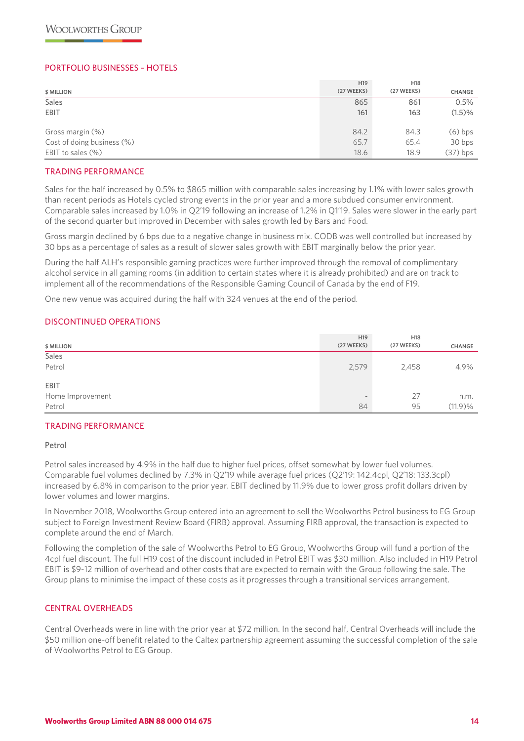## PORTFOLIO BUSINESSES – HOTELS

| $ MILLION | H19 (27 WEEKS) | H18 (27 WEEKS) | CHANGE |
|---|---|---|---|
| Sales | 865 | 861 | 0.5% |
| EBIT | 161 | 163 | (1.5)% |
| | | | |
| Gross margin (%) | 84.2 | 84.3 | (6) bps |
| Cost of doing business (%) | 65.7 | 65.4 | 30 bps |
| EBIT to sales (%) | 18.6 | 18.9 | (37) bps |

## TRADING PERFORMANCE

Sales for the half increased by 0.5% to $865 million with comparable sales increasing by 1.1% with lower sales growth than recent periods as Hotels cycled strong events in the prior year and a more subdued consumer environment. Comparable sales increased by 1.0% in Q2'19 following an increase of 1.2% in Q1'19. Sales were slower in the early part of the second quarter but improved in December with sales growth led by Bars and Food.

Gross margin declined by 6 bps due to a negative change in business mix. CODB was well controlled but increased by 30 bps as a percentage of sales as a result of slower sales growth with EBIT marginally below the prior year.

During the half ALH's responsible gaming practices were further improved through the removal of complimentary alcohol service in all gaming rooms (in addition to certain states where it is already prohibited) and are on track to implement all of the recommendations of the Responsible Gaming Council of Canada by the end of F19.

One new venue was acquired during the half with 324 venues at the end of the period.

## DISCONTINUED OPERATIONS

| $ MILLION | H19 (27 WEEKS) | H18 (27 WEEKS) | CHANGE |
|---|---|---|---|
| Sales | | | |
| Petrol | 2,579 | 2,458 | 4.9% |
| | | | |
| EBIT | | | |
| Home Improvement | – | 27 | n.m. |
| Petrol | 84 | 95 | (11.9)% |

## TRADING PERFORMANCE

Petrol

Petrol sales increased by 4.9% in the half due to higher fuel prices, offset somewhat by lower fuel volumes. Comparable fuel volumes declined by 7.3% in Q2'19 while average fuel prices (Q2'19: 142.4cpl, Q2'18: 133.3cpl) increased by 6.8% in comparison to the prior year. EBIT declined by 11.9% due to lower gross profit dollars driven by lower volumes and lower margins.

In November 2018, Woolworths Group entered into an agreement to sell the Woolworths Petrol business to EG Group subject to Foreign Investment Review Board (FIRB) approval. Assuming FIRB approval, the transaction is expected to complete around the end of March.

Following the completion of the sale of Woolworths Petrol to EG Group, Woolworths Group will fund a portion of the 4cpl fuel discount. The full H19 cost of the discount included in Petrol EBIT was $30 million. Also included in H19 Petrol EBIT is $9-12 million of overhead and other costs that are expected to remain with the Group following the sale. The Group plans to minimise the impact of these costs as it progresses through a transitional services arrangement.

## CENTRAL OVERHEADS

Central Overheads were in line with the prior year at $72 million. In the second half, Central Overheads will include the $50 million one-off benefit related to the Caltex partnership agreement assuming the successful completion of the sale of Woolworths Petrol to EG Group.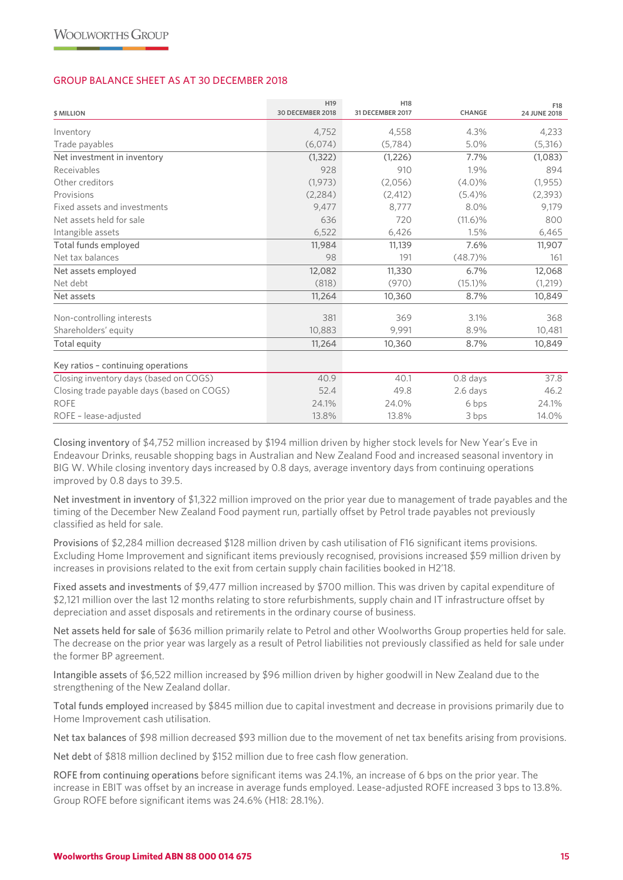## GROUP BALANCE SHEET AS AT 30 DECEMBER 2018

| $ MILLION | H19 30 DECEMBER 2018 | H18 31 DECEMBER 2017 | CHANGE | F18 24 JUNE 2018 |
|---|---|---|---|---|
| Inventory | 4,752 | 4,558 | 4.3% | 4,233 |
| Trade payables | (6,074) | (5,784) | 5.0% | (5,316) |
| Net investment in inventory | (1,322) | (1,226) | 7.7% | (1,083) |
| Receivables | 928 | 910 | 1.9% | 894 |
| Other creditors | (1,973) | (2,056) | (4.0)% | (1,955) |
| Provisions | (2,284) | (2,412) | (5.4)% | (2,393) |
| Fixed assets and investments | 9,477 | 8,777 | 8.0% | 9,179 |
| Net assets held for sale | 636 | 720 | (11.6)% | 800 |
| Intangible assets | 6,522 | 6,426 | 1.5% | 6,465 |
| Total funds employed | 11,984 | 11,139 | 7.6% | 11,907 |
| Net tax balances | 98 | 191 | (48.7)% | 161 |
| Net assets employed | 12,082 | 11,330 | 6.7% | 12,068 |
| Net debt | (818) | (970) | (15.1)% | (1,219) |
| Net assets | 11,264 | 10,360 | 8.7% | 10,849 |
| Non-controlling interests | 381 | 369 | 3.1% | 368 |
| Shareholders' equity | 10,883 | 9,991 | 8.9% | 10,481 |
| Total equity | 11,264 | 10,360 | 8.7% | 10,849 |
| Key ratios – continuing operations | | | | |
| Closing inventory days (based on COGS) | 40.9 | 40.1 | 0.8 days | 37.8 |
| Closing trade payable days (based on COGS) | 52.4 | 49.8 | 2.6 days | 46.2 |
| ROFE | 24.1% | 24.0% | 6 bps | 24.1% |
| ROFE – lease-adjusted | 13.8% | 13.8% | 3 bps | 14.0% |

Closing inventory of $4,752 million increased by $194 million driven by higher stock levels for New Year's Eve in Endeavour Drinks, reusable shopping bags in Australian and New Zealand Food and increased seasonal inventory in BIG W. While closing inventory days increased by 0.8 days, average inventory days from continuing operations improved by 0.8 days to 39.5.

Net investment in inventory of $1,322 million improved on the prior year due to management of trade payables and the timing of the December New Zealand Food payment run, partially offset by Petrol trade payables not previously classified as held for sale.

Provisions of $2,284 million decreased $128 million driven by cash utilisation of F16 significant items provisions. Excluding Home Improvement and significant items previously recognised, provisions increased $59 million driven by increases in provisions related to the exit from certain supply chain facilities booked in H2'18.

Fixed assets and investments of $9,477 million increased by $700 million. This was driven by capital expenditure of $2,121 million over the last 12 months relating to store refurbishments, supply chain and IT infrastructure offset by depreciation and asset disposals and retirements in the ordinary course of business.

Net assets held for sale of $636 million primarily relate to Petrol and other Woolworths Group properties held for sale. The decrease on the prior year was largely as a result of Petrol liabilities not previously classified as held for sale under the former BP agreement.

Intangible assets of $6,522 million increased by $96 million driven by higher goodwill in New Zealand due to the strengthening of the New Zealand dollar.

Total funds employed increased by $845 million due to capital investment and decrease in provisions primarily due to Home Improvement cash utilisation.

Net tax balances of $98 million decreased $93 million due to the movement of net tax benefits arising from provisions.

Net debt of $818 million declined by $152 million due to free cash flow generation.

ROFE from continuing operations before significant items was 24.1%, an increase of 6 bps on the prior year. The increase in EBIT was offset by an increase in average funds employed. Lease-adjusted ROFE increased 3 bps to 13.8%. Group ROFE before significant items was 24.6% (H18: 28.1%).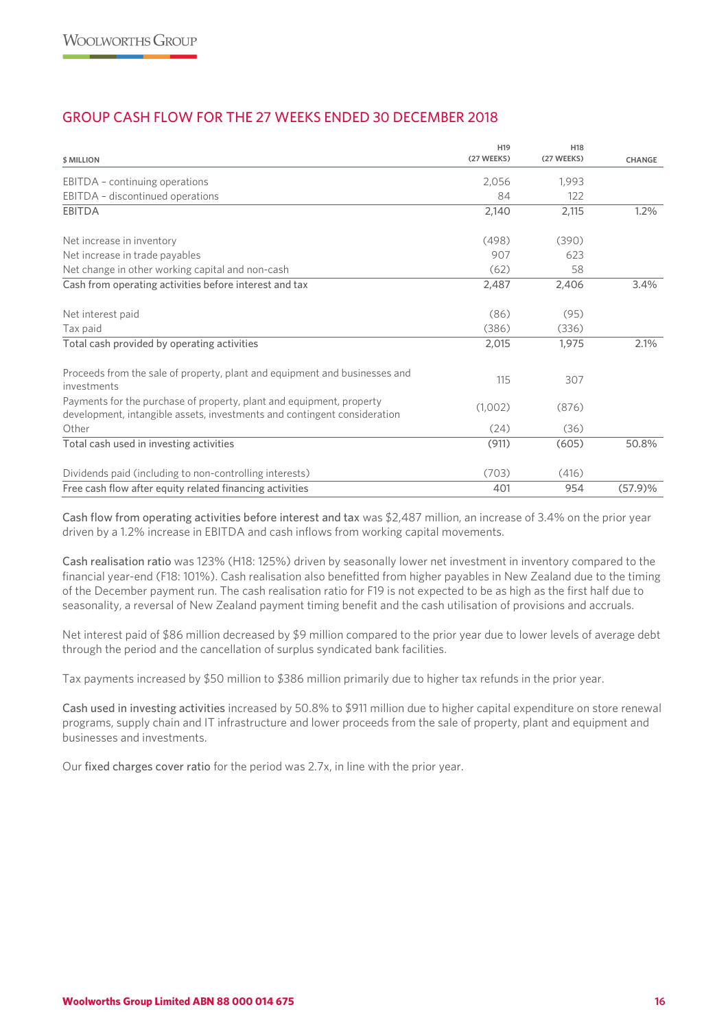## GROUP CASH FLOW FOR THE 27 WEEKS ENDED 30 DECEMBER 2018

| $ MILLION | H19 (27 WEEKS) | H18 (27 WEEKS) | CHANGE |
|---|---|---|---|
| EBITDA – continuing operations | 2,056 | 1,993 | |
| EBITDA – discontinued operations | 84 | 122 | |
| EBITDA | 2,140 | 2,115 | 1.2% |
| Net increase in inventory | (498) | (390) | |
| Net increase in trade payables | 907 | 623 | |
| Net change in other working capital and non-cash | (62) | 58 | |
| Cash from operating activities before interest and tax | 2,487 | 2,406 | 3.4% |
| Net interest paid | (86) | (95) | |
| Tax paid | (386) | (336) | |
| Total cash provided by operating activities | 2,015 | 1,975 | 2.1% |
| Proceeds from the sale of property, plant and equipment and businesses and investments | 115 | 307 | |
| Payments for the purchase of property, plant and equipment, property development, intangible assets, investments and contingent consideration | (1,002) | (876) | |
| Other | (24) | (36) | |
| Total cash used in investing activities | (911) | (605) | 50.8% |
| Dividends paid (including to non-controlling interests) | (703) | (416) | |
| Free cash flow after equity related financing activities | 401 | 954 | (57.9)% |

Cash flow from operating activities before interest and tax was $2,487 million, an increase of 3.4% on the prior year driven by a 1.2% increase in EBITDA and cash inflows from working capital movements.

Cash realisation ratio was 123% (H18: 125%) driven by seasonally lower net investment in inventory compared to the financial year-end (F18: 101%). Cash realisation also benefitted from higher payables in New Zealand due to the timing of the December payment run. The cash realisation ratio for F19 is not expected to be as high as the first half due to seasonality, a reversal of New Zealand payment timing benefit and the cash utilisation of provisions and accruals.

Net interest paid of $86 million decreased by $9 million compared to the prior year due to lower levels of average debt through the period and the cancellation of surplus syndicated bank facilities.

Tax payments increased by $50 million to $386 million primarily due to higher tax refunds in the prior year.

Cash used in investing activities increased by 50.8% to $911 million due to higher capital expenditure on store renewal programs, supply chain and IT infrastructure and lower proceeds from the sale of property, plant and equipment and businesses and investments.

Our fixed charges cover ratio for the period was 2.7x, in line with the prior year.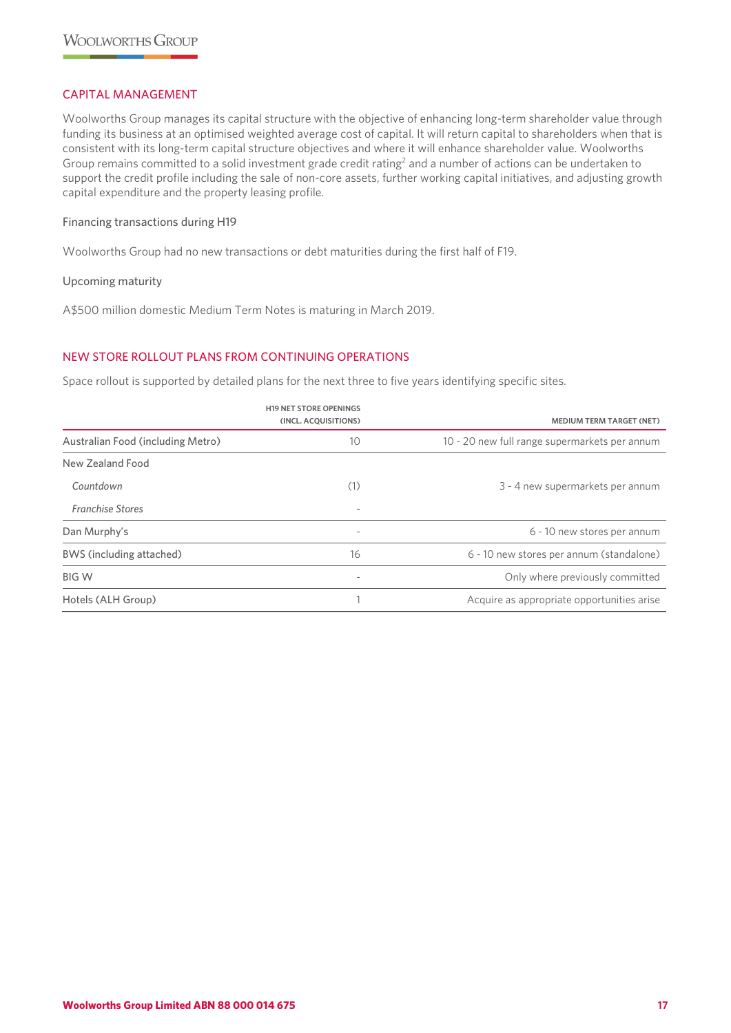## CAPITAL MANAGEMENT

Woolworths Group manages its capital structure with the objective of enhancing long-term shareholder value through funding its business at an optimised weighted average cost of capital. It will return capital to shareholders when that is consistent with its long-term capital structure objectives and where it will enhance shareholder value. Woolworths Group remains committed to a solid investment grade credit rating[2] and a number of actions can be undertaken to support the credit profile including the sale of non-core assets, further working capital initiatives, and adjusting growth capital expenditure and the property leasing profile.

Financing transactions during H19

Woolworths Group had no new transactions or debt maturities during the first half of F19.

Upcoming maturity

A$500 million domestic Medium Term Notes is maturing in March 2019.

## NEW STORE ROLLOUT PLANS FROM CONTINUING OPERATIONS

Space rollout is supported by detailed plans for the next three to five years identifying specific sites.

| | H19 NET STORE OPENINGS (INCL. ACQUISITIONS) | MEDIUM TERM TARGET (NET) |
|---|---|---|
| Australian Food (including Metro) | 10 | 10 - 20 new full range supermarkets per annum |
| New Zealand Food | | |
| *Countdown* | (1) | 3 - 4 new supermarkets per annum |
| *Franchise Stores* | - | |
| Dan Murphy's | - | 6 - 10 new stores per annum |
| BWS (including attached) | 16 | 6 - 10 new stores per annum (standalone) |
| BIG W | - | Only where previously committed |
| Hotels (ALH Group) | 1 | Acquire as appropriate opportunities arise |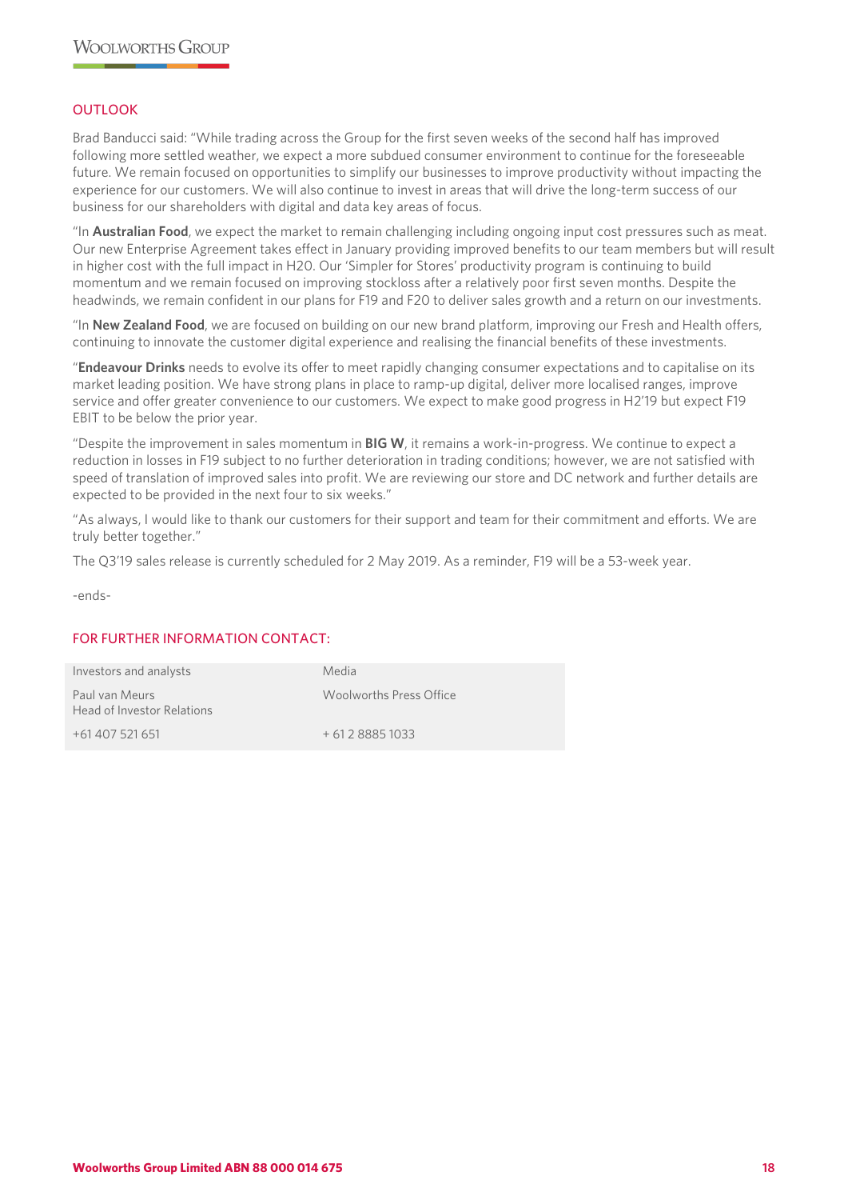## OUTLOOK

Brad Banducci said: "While trading across the Group for the first seven weeks of the second half has improved following more settled weather, we expect a more subdued consumer environment to continue for the foreseeable future. We remain focused on opportunities to simplify our businesses to improve productivity without impacting the experience for our customers. We will also continue to invest in areas that will drive the long-term success of our business for our shareholders with digital and data key areas of focus.

"In **Australian Food**, we expect the market to remain challenging including ongoing input cost pressures such as meat. Our new Enterprise Agreement takes effect in January providing improved benefits to our team members but will result in higher cost with the full impact in H20. Our 'Simpler for Stores' productivity program is continuing to build momentum and we remain focused on improving stockloss after a relatively poor first seven months. Despite the headwinds, we remain confident in our plans for F19 and F20 to deliver sales growth and a return on our investments.

"In **New Zealand Food**, we are focused on building on our new brand platform, improving our Fresh and Health offers, continuing to innovate the customer digital experience and realising the financial benefits of these investments.

"**Endeavour Drinks** needs to evolve its offer to meet rapidly changing consumer expectations and to capitalise on its market leading position. We have strong plans in place to ramp-up digital, deliver more localised ranges, improve service and offer greater convenience to our customers. We expect to make good progress in H2'19 but expect F19 EBIT to be below the prior year.

"Despite the improvement in sales momentum in **BIG W**, it remains a work-in-progress. We continue to expect a reduction in losses in F19 subject to no further deterioration in trading conditions; however, we are not satisfied with speed of translation of improved sales into profit. We are reviewing our store and DC network and further details are expected to be provided in the next four to six weeks."

"As always, I would like to thank our customers for their support and team for their commitment and efforts. We are truly better together."

The Q3'19 sales release is currently scheduled for 2 May 2019. As a reminder, F19 will be a 53-week year.

-ends-

## FOR FURTHER INFORMATION CONTACT:

| Investors and analysts | Media |
|---|---|
| Paul van Meurs<br>Head of Investor Relations | Woolworths Press Office |
| +61 407 521 651 | + 61 2 8885 1033 |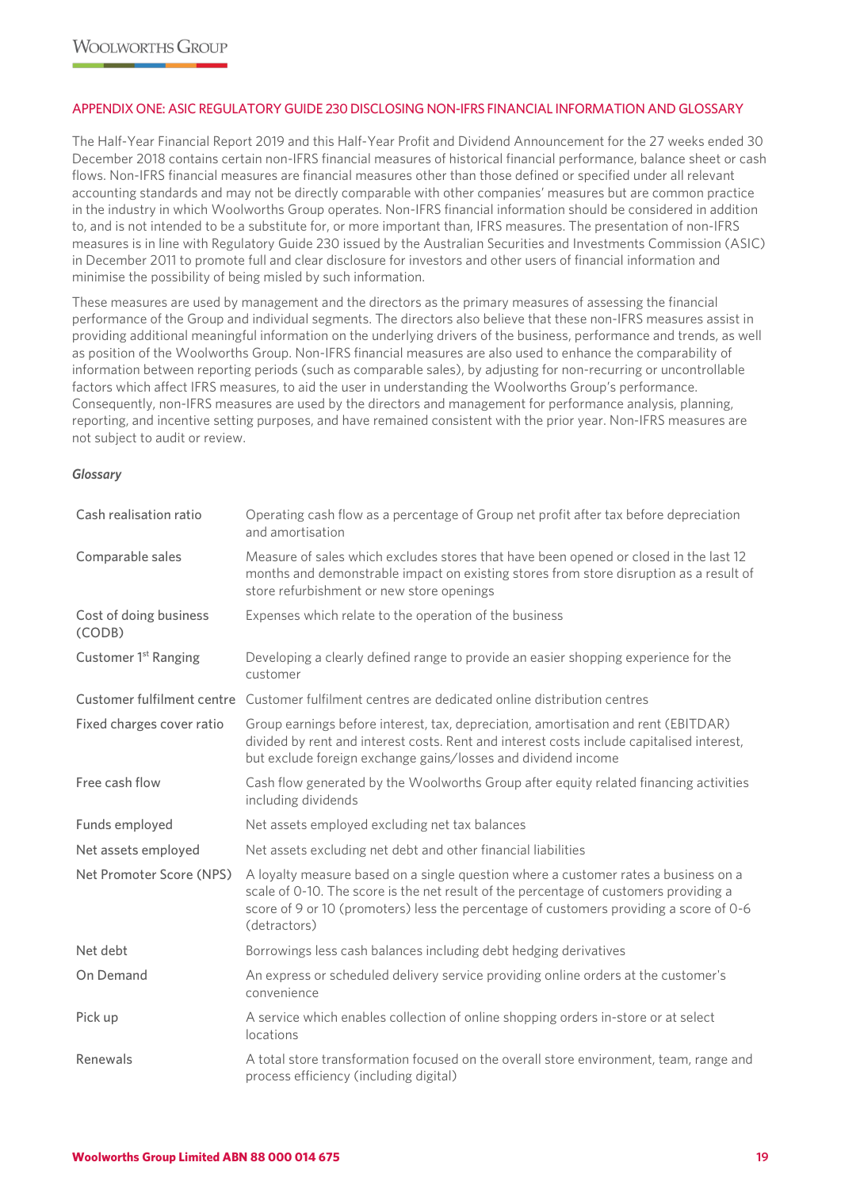## APPENDIX ONE: ASIC REGULATORY GUIDE 230 DISCLOSING NON-IFRS FINANCIAL INFORMATION AND GLOSSARY

The Half-Year Financial Report 2019 and this Half-Year Profit and Dividend Announcement for the 27 weeks ended 30 December 2018 contains certain non-IFRS financial measures of historical financial performance, balance sheet or cash flows. Non-IFRS financial measures are financial measures other than those defined or specified under all relevant accounting standards and may not be directly comparable with other companies' measures but are common practice in the industry in which Woolworths Group operates. Non-IFRS financial information should be considered in addition to, and is not intended to be a substitute for, or more important than, IFRS measures. The presentation of non-IFRS measures is in line with Regulatory Guide 230 issued by the Australian Securities and Investments Commission (ASIC) in December 2011 to promote full and clear disclosure for investors and other users of financial information and minimise the possibility of being misled by such information.

These measures are used by management and the directors as the primary measures of assessing the financial performance of the Group and individual segments. The directors also believe that these non-IFRS measures assist in providing additional meaningful information on the underlying drivers of the business, performance and trends, as well as position of the Woolworths Group. Non-IFRS financial measures are also used to enhance the comparability of information between reporting periods (such as comparable sales), by adjusting for non-recurring or uncontrollable factors which affect IFRS measures, to aid the user in understanding the Woolworths Group's performance. Consequently, non-IFRS measures are used by the directors and management for performance analysis, planning, reporting, and incentive setting purposes, and have remained consistent with the prior year. Non-IFRS measures are not subject to audit or review.

*Glossary*

| | |
|---|---|
| Cash realisation ratio | Operating cash flow as a percentage of Group net profit after tax before depreciation and amortisation |
| Comparable sales | Measure of sales which excludes stores that have been opened or closed in the last 12 months and demonstrable impact on existing stores from store disruption as a result of store refurbishment or new store openings |
| Cost of doing business (CODB) | Expenses which relate to the operation of the business |
| Customer 1st Ranging | Developing a clearly defined range to provide an easier shopping experience for the customer |
| Customer fulfilment centre | Customer fulfilment centres are dedicated online distribution centres |
| Fixed charges cover ratio | Group earnings before interest, tax, depreciation, amortisation and rent (EBITDAR) divided by rent and interest costs. Rent and interest costs include capitalised interest, but exclude foreign exchange gains/losses and dividend income |
| Free cash flow | Cash flow generated by the Woolworths Group after equity related financing activities including dividends |
| Funds employed | Net assets employed excluding net tax balances |
| Net assets employed | Net assets excluding net debt and other financial liabilities |
| Net Promoter Score (NPS) | A loyalty measure based on a single question where a customer rates a business on a scale of 0-10. The score is the net result of the percentage of customers providing a score of 9 or 10 (promoters) less the percentage of customers providing a score of 0-6 (detractors) |
| Net debt | Borrowings less cash balances including debt hedging derivatives |
| On Demand | An express or scheduled delivery service providing online orders at the customer's convenience |
| Pick up | A service which enables collection of online shopping orders in-store or at select locations |
| Renewals | A total store transformation focused on the overall store environment, team, range and process efficiency (including digital) |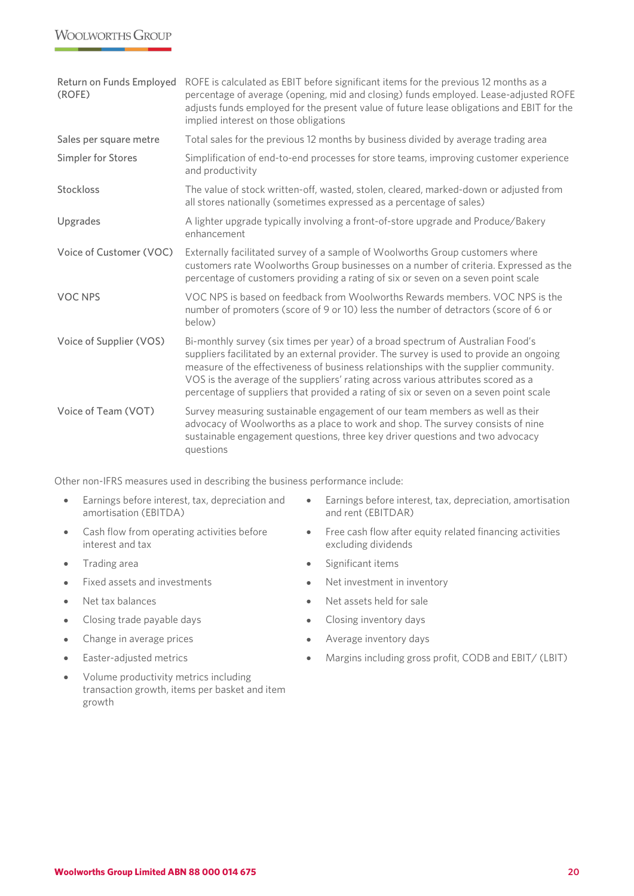| | |
|---|---|
| Return on Funds Employed (ROFE) | ROFE is calculated as EBIT before significant items for the previous 12 months as a percentage of average (opening, mid and closing) funds employed. Lease-adjusted ROFE adjusts funds employed for the present value of future lease obligations and EBIT for the implied interest on those obligations |
| Sales per square metre | Total sales for the previous 12 months by business divided by average trading area |
| Simpler for Stores | Simplification of end-to-end processes for store teams, improving customer experience and productivity |
| Stockloss | The value of stock written-off, wasted, stolen, cleared, marked-down or adjusted from all stores nationally (sometimes expressed as a percentage of sales) |
| Upgrades | A lighter upgrade typically involving a front-of-store upgrade and Produce/Bakery enhancement |
| Voice of Customer (VOC) | Externally facilitated survey of a sample of Woolworths Group customers where customers rate Woolworths Group businesses on a number of criteria. Expressed as the percentage of customers providing a rating of six or seven on a seven point scale |
| VOC NPS | VOC NPS is based on feedback from Woolworths Rewards members. VOC NPS is the number of promoters (score of 9 or 10) less the number of detractors (score of 6 or below) |
| Voice of Supplier (VOS) | Bi-monthly survey (six times per year) of a broad spectrum of Australian Food's suppliers facilitated by an external provider. The survey is used to provide an ongoing measure of the effectiveness of business relationships with the supplier community. VOS is the average of the suppliers' rating across various attributes scored as a percentage of suppliers that provided a rating of six or seven on a seven point scale |
| Voice of Team (VOT) | Survey measuring sustainable engagement of our team members as well as their advocacy of Woolworths as a place to work and shop. The survey consists of nine sustainable engagement questions, three key driver questions and two advocacy questions |

Other non-IFRS measures used in describing the business performance include:

- Earnings before interest, tax, depreciation and amortisation (EBITDA)
- Cash flow from operating activities before interest and tax
- Trading area
- Fixed assets and investments
- Net tax balances
- Closing trade payable days
- Change in average prices
- Easter-adjusted metrics
- Volume productivity metrics including transaction growth, items per basket and item growth
- Earnings before interest, tax, depreciation, amortisation and rent (EBITDAR)
- Free cash flow after equity related financing activities excluding dividends
- Significant items
- Net investment in inventory
- Net assets held for sale
- Closing inventory days
- Average inventory days
- Margins including gross profit, CODB and EBIT/ (LBIT)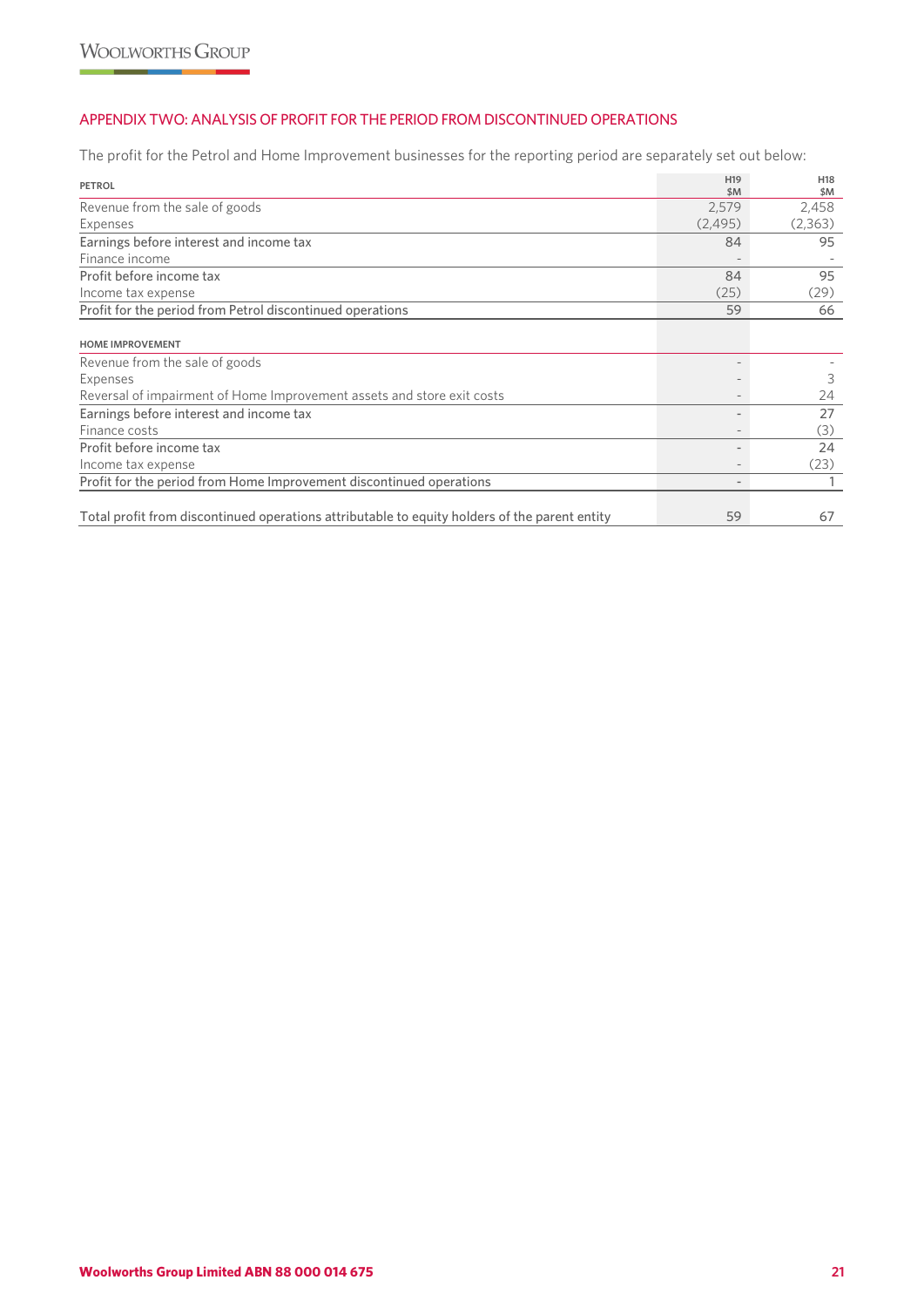## APPENDIX TWO: ANALYSIS OF PROFIT FOR THE PERIOD FROM DISCONTINUED OPERATIONS

The profit for the Petrol and Home Improvement businesses for the reporting period are separately set out below:

| PETROL | H19 $M | H18 $M |
|---|---|---|
| Revenue from the sale of goods | 2,579 | 2,458 |
| Expenses | (2,495) | (2,363) |
| Earnings before interest and income tax | 84 | 95 |
| Finance income | - | - |
| Profit before income tax | 84 | 95 |
| Income tax expense | (25) | (29) |
| Profit for the period from Petrol discontinued operations | 59 | 66 |
| **HOME IMPROVEMENT** | | |
| Revenue from the sale of goods | - | - |
| Expenses | - | 3 |
| Reversal of impairment of Home Improvement assets and store exit costs | - | 24 |
| Earnings before interest and income tax | - | 27 |
| Finance costs | - | (3) |
| Profit before income tax | - | 24 |
| Income tax expense | - | (23) |
| Profit for the period from Home Improvement discontinued operations | - | 1 |
| Total profit from discontinued operations attributable to equity holders of the parent entity | 59 | 67 |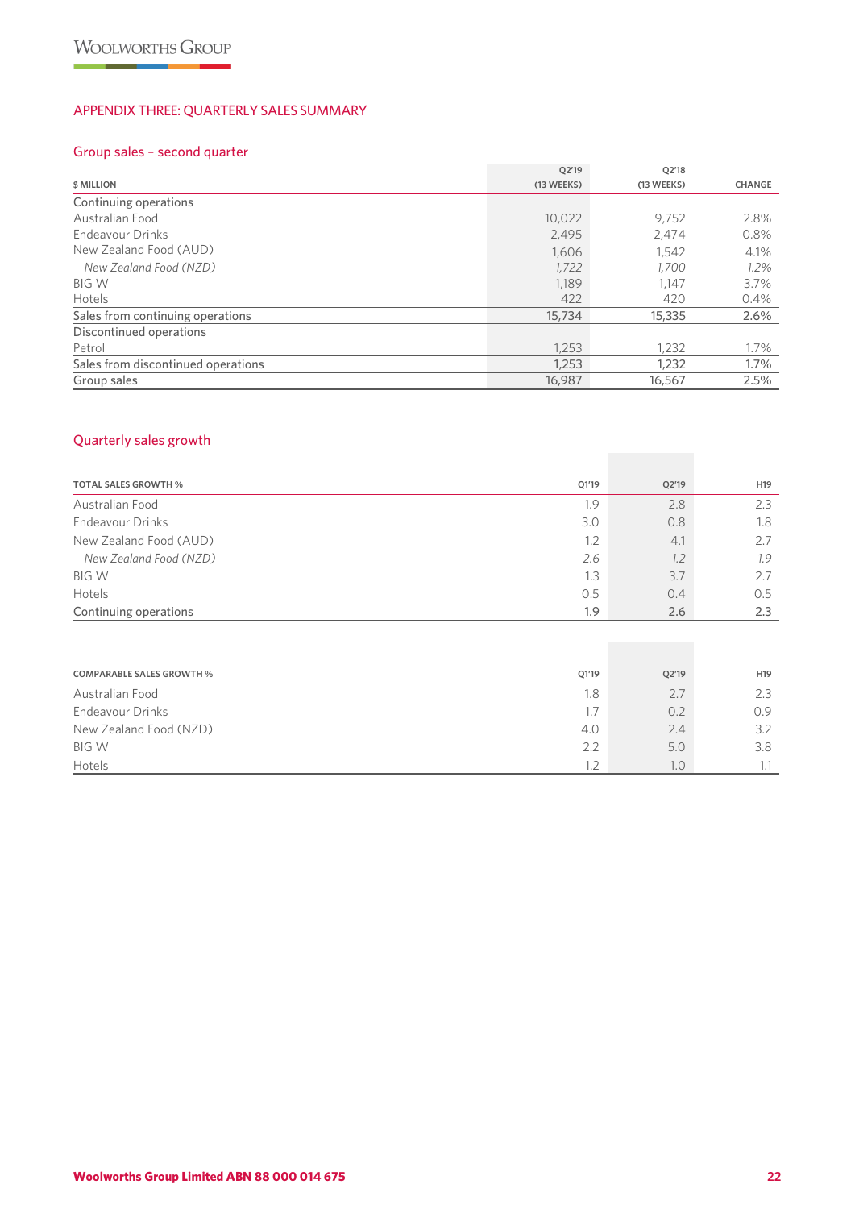## APPENDIX THREE: QUARTERLY SALES SUMMARY

### Group sales – second quarter

| $ MILLION | Q2'19 (13 WEEKS) | Q2'18 (13 WEEKS) | CHANGE |
|---|---|---|---|
| Continuing operations | | | |
| Australian Food | 10,022 | 9,752 | 2.8% |
| Endeavour Drinks | 2,495 | 2,474 | 0.8% |
| New Zealand Food (AUD) | 1,606 | 1,542 | 4.1% |
| *New Zealand Food (NZD)* | *1,722* | *1,700* | *1.2%* |
| BIG W | 1,189 | 1,147 | 3.7% |
| Hotels | 422 | 420 | 0.4% |
| Sales from continuing operations | 15,734 | 15,335 | 2.6% |
| Discontinued operations | | | |
| Petrol | 1,253 | 1,232 | 1.7% |
| Sales from discontinued operations | 1,253 | 1,232 | 1.7% |
| Group sales | 16,987 | 16,567 | 2.5% |

### Quarterly sales growth

| TOTAL SALES GROWTH % | Q1'19 | Q2'19 | H19 |
|---|---|---|---|
| Australian Food | 1.9 | 2.8 | 2.3 |
| Endeavour Drinks | 3.0 | 0.8 | 1.8 |
| New Zealand Food (AUD) | 1.2 | 4.1 | 2.7 |
| *New Zealand Food (NZD)* | *2.6* | *1.2* | *1.9* |
| BIG W | 1.3 | 3.7 | 2.7 |
| Hotels | 0.5 | 0.4 | 0.5 |
| Continuing operations | 1.9 | 2.6 | 2.3 |

| COMPARABLE SALES GROWTH % | Q1'19 | Q2'19 | H19 |
|---|---|---|---|
| Australian Food | 1.8 | 2.7 | 2.3 |
| Endeavour Drinks | 1.7 | 0.2 | 0.9 |
| New Zealand Food (NZD) | 4.0 | 2.4 | 3.2 |
| BIG W | 2.2 | 5.0 | 3.8 |
| Hotels | 1.2 | 1.0 | 1.1 |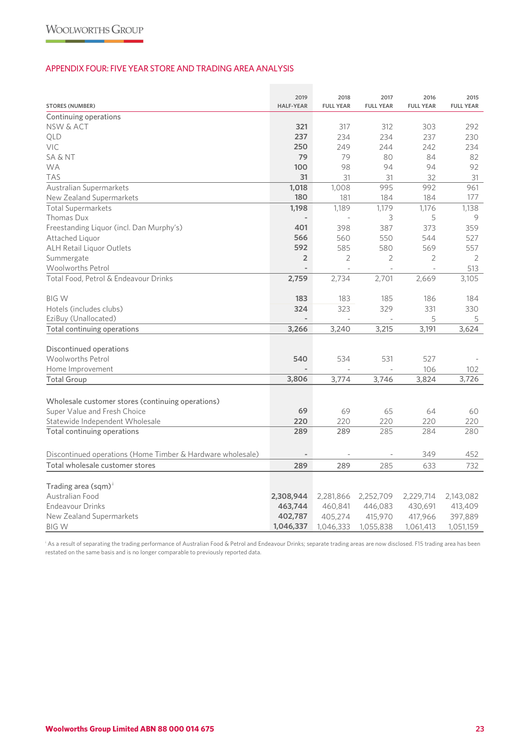## APPENDIX FOUR: FIVE YEAR STORE AND TRADING AREA ANALYSIS

| STORES (NUMBER) | 2019 HALF-YEAR | 2018 FULL YEAR | 2017 FULL YEAR | 2016 FULL YEAR | 2015 FULL YEAR |
|---|---|---|---|---|---|
| Continuing operations | | | | | |
| NSW & ACT | **321** | 317 | 312 | 303 | 292 |
| QLD | **237** | 234 | 234 | 237 | 230 |
| VIC | **250** | 249 | 244 | 242 | 234 |
| SA & NT | **79** | 79 | 80 | 84 | 82 |
| WA | **100** | 98 | 94 | 94 | 92 |
| TAS | **31** | 31 | 31 | 32 | 31 |
| Australian Supermarkets | **1,018** | 1,008 | 995 | 992 | 961 |
| New Zealand Supermarkets | **180** | 181 | 184 | 184 | 177 |
| Total Supermarkets | **1,198** | 1,189 | 1,179 | 1,176 | 1,138 |
| Thomas Dux | **-** | - | 3 | 5 | 9 |
| Freestanding Liquor (incl. Dan Murphy's) | **401** | 398 | 387 | 373 | 359 |
| Attached Liquor | **566** | 560 | 550 | 544 | 527 |
| ALH Retail Liquor Outlets | **592** | 585 | 580 | 569 | 557 |
| Summergate | **2** | 2 | 2 | 2 | 2 |
| Woolworths Petrol | **-** | - | - | - | 513 |
| Total Food, Petrol & Endeavour Drinks | **2,759** | 2,734 | 2,701 | 2,669 | 3,105 |
| | | | | | |
| BIG W | **183** | 183 | 185 | 186 | 184 |
| Hotels (includes clubs) | **324** | 323 | 329 | 331 | 330 |
| EziBuy (Unallocated) | **-** | - | - | 5 | 5 |
| Total continuing operations | **3,266** | 3,240 | 3,215 | 3,191 | 3,624 |
| | | | | | |
| Discontinued operations | | | | | |
| Woolworths Petrol | **540** | 534 | 531 | 527 | - |
| Home Improvement | **-** | - | - | 106 | 102 |
| Total Group | **3,806** | 3,774 | 3,746 | 3,824 | 3,726 |
| | | | | | |
| Wholesale customer stores (continuing operations) | | | | | |
| Super Value and Fresh Choice | **69** | 69 | 65 | 64 | 60 |
| Statewide Independent Wholesale | **220** | 220 | 220 | 220 | 220 |
| Total continuing operations | **289** | 289 | 285 | 284 | 280 |
| | | | | | |
| Discontinued operations (Home Timber & Hardware wholesale) | **-** | - | - | 349 | 452 |
| Total wholesale customer stores | **289** | 289 | 285 | 633 | 732 |
| | | | | | |
| Trading area (sqm)[i] | | | | | |
| Australian Food | **2,308,944** | 2,281,866 | 2,252,709 | 2,229,714 | 2,143,082 |
| Endeavour Drinks | **463,744** | 460,841 | 446,083 | 430,691 | 413,409 |
| New Zealand Supermarkets | **402,787** | 405,274 | 415,970 | 417,966 | 397,889 |
| BIG W | **1,046,337** | 1,046,333 | 1,055,838 | 1,061,413 | 1,051,159 |

[i] As a result of separating the trading performance of Australian Food & Petrol and Endeavour Drinks; separate trading areas are now disclosed. F15 trading area has been restated on the same basis and is no longer comparable to previously reported data.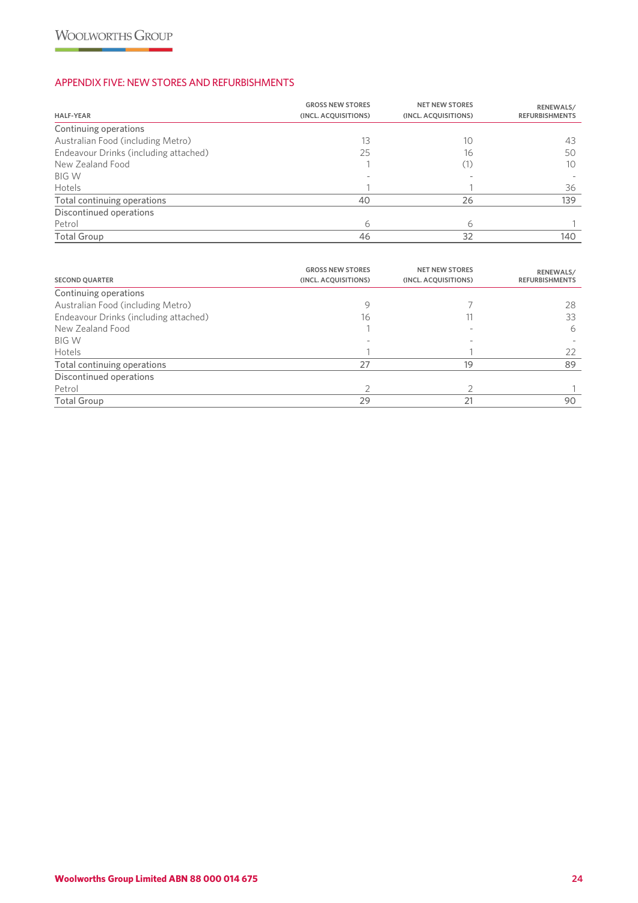## APPENDIX FIVE: NEW STORES AND REFURBISHMENTS

| HALF-YEAR | GROSS NEW STORES (INCL. ACQUISITIONS) | NET NEW STORES (INCL. ACQUISITIONS) | RENEWALS/ REFURBISHMENTS |
|---|---|---|---|
| Continuing operations | | | |
| Australian Food (including Metro) | 13 | 10 | 43 |
| Endeavour Drinks (including attached) | 25 | 16 | 50 |
| New Zealand Food | 1 | (1) | 10 |
| BIG W | - | - | - |
| Hotels | 1 | 1 | 36 |
| Total continuing operations | 40 | 26 | 139 |
| Discontinued operations | | | |
| Petrol | 6 | 6 | 1 |
| Total Group | 46 | 32 | 140 |

| SECOND QUARTER | GROSS NEW STORES (INCL. ACQUISITIONS) | NET NEW STORES (INCL. ACQUISITIONS) | RENEWALS/ REFURBISHMENTS |
|---|---|---|---|
| Continuing operations | | | |
| Australian Food (including Metro) | 9 | 7 | 28 |
| Endeavour Drinks (including attached) | 16 | 11 | 33 |
| New Zealand Food | 1 | - | 6 |
| BIG W | - | - | - |
| Hotels | 1 | 1 | 22 |
| Total continuing operations | 27 | 19 | 89 |
| Discontinued operations | | | |
| Petrol | 2 | 2 | 1 |
| Total Group | 29 | 21 | 90 |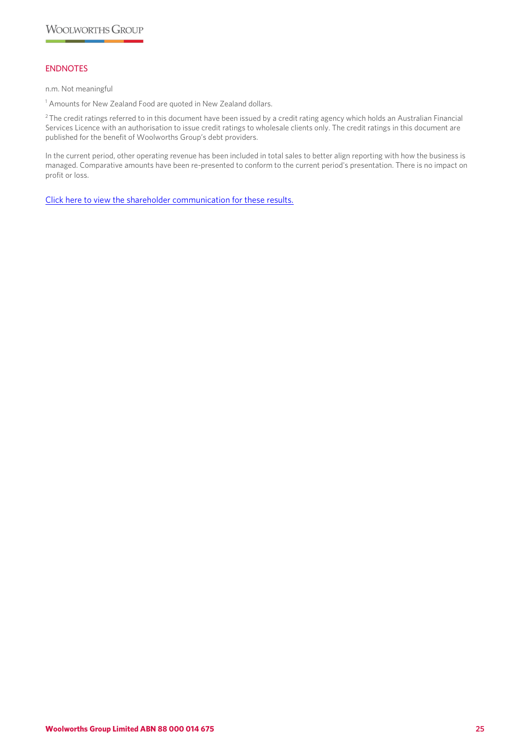## ENDNOTES

n.m. Not meaningful

[1] Amounts for New Zealand Food are quoted in New Zealand dollars.

[2] The credit ratings referred to in this document have been issued by a credit rating agency which holds an Australian Financial Services Licence with an authorisation to issue credit ratings to wholesale clients only. The credit ratings in this document are published for the benefit of Woolworths Group's debt providers.

In the current period, other operating revenue has been included in total sales to better align reporting with how the business is managed. Comparative amounts have been re-presented to conform to the current period's presentation. There is no impact on profit or loss.

Click here to view the shareholder communication for these results.